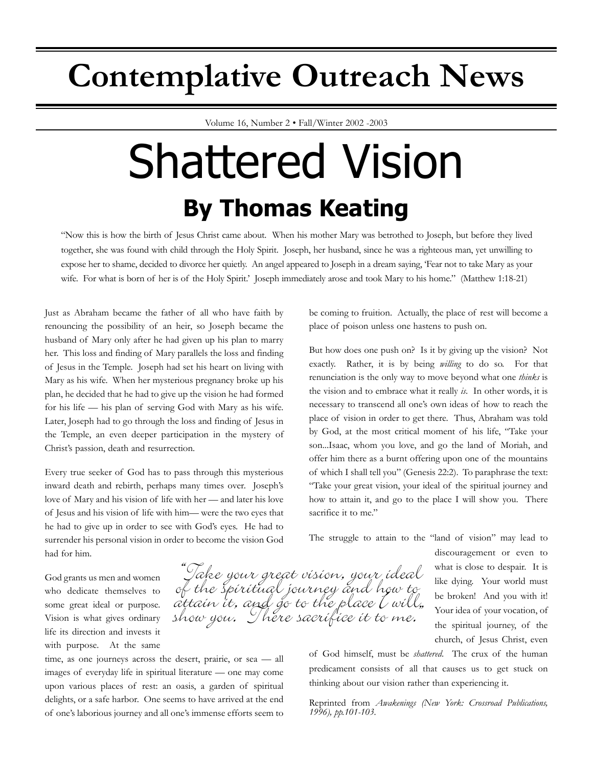# Contemplative Outreach News

Volume 16, Number 2 • Fall/Winter 2002 -2003

# Shattered Vision

## By Thomas Keating

"Now this is how the birth of Jesus Christ came about. When his mother Mary was betrothed to Joseph, but before they lived together, she was found with child through the Holy Spirit. Joseph, her husband, since he was a righteous man, yet unwilling to expose her to shame, decided to divorce her quietly. An angel appeared to Joseph in a dream saying, 'Fear not to take Mary as your wife. For what is born of her is of the Holy Spirit.' Joseph immediately arose and took Mary to his home." (Matthew 1:18-21)

Just as Abraham became the father of all who have faith by renouncing the possibility of an heir, so Joseph became the husband of Mary only after he had given up his plan to marry her. This loss and finding of Mary parallels the loss and finding of Jesus in the Temple. Joseph had set his heart on living with Mary as his wife. When her mysterious pregnancy broke up his plan, he decided that he had to give up the vision he had formed for his life — his plan of serving God with Mary as his wife. Later, Joseph had to go through the loss and finding of Jesus in the Temple, an even deeper participation in the mystery of Christ's passion, death and resurrection.

Every true seeker of God has to pass through this mysterious inward death and rebirth, perhaps many times over. Joseph's love of Mary and his vision of life with her — and later his love of Jesus and his vision of life with him— were the two eyes that he had to give up in order to see with God's eyes. He had to surrender his personal vision in order to become the vision God had for him.

God grants us men and women who dedicate themselves to some great ideal or purpose. Vision is what gives ordinary life its direction and invests it with purpose. At the same time, as one journeys across the desert, prairie, or sea — all images of everyday life in spiritual literature — one may come upon various places of rest: an oasis, a garden of spiritual delights, or a safe harbor. One seems to have arrived at the end of one's laborious journey and all one's immense efforts seem to be coming to fruition. Actually, the place of rest will become a place of poison unless one hastens to push on.

> *"Take your great vision, your ideal of the spiritual journey and how to attain it, and go to the place I will show you. There sacrifice it to me."*

But how does one push on? Is it by giving up the vision? Not exactly. Rather, it is by being *willing* to do so. For that renunciation is the only way to move beyond what one *thinks* is the vision and to embrace what it really *is*. In other words, it is necessary to transcend all one's own ideas of how to reach the place of vision in order to get there. Thus, Abraham was told by God, at the most critical moment of his life, "Take your son...Isaac, whom you love, and go the land of Moriah, and offer him there as a burnt offering upon one of the mountains of which I shall tell you" (Genesis 22:2). To paraphrase the text: "Take your great vision, your ideal of the spiritual journey and how to attain it, and go to the place I will show you. There sacrifice it to me."

The struggle to attain to the "land of vision" may lead to discouragement or even to what is close to despair. It is like dying. Your world must be broken! And you with it! Your idea of your vocation, of the spiritual journey, of the church, of Jesus Christ, even of God himself, must be *shattered*. The crux of the human predicament consists of all that causes us to get stuck on thinking about our vision rather than experiencing it.

Reprinted from *Awakenings (New York: Crossroad Publications, 1996), pp.101-103.*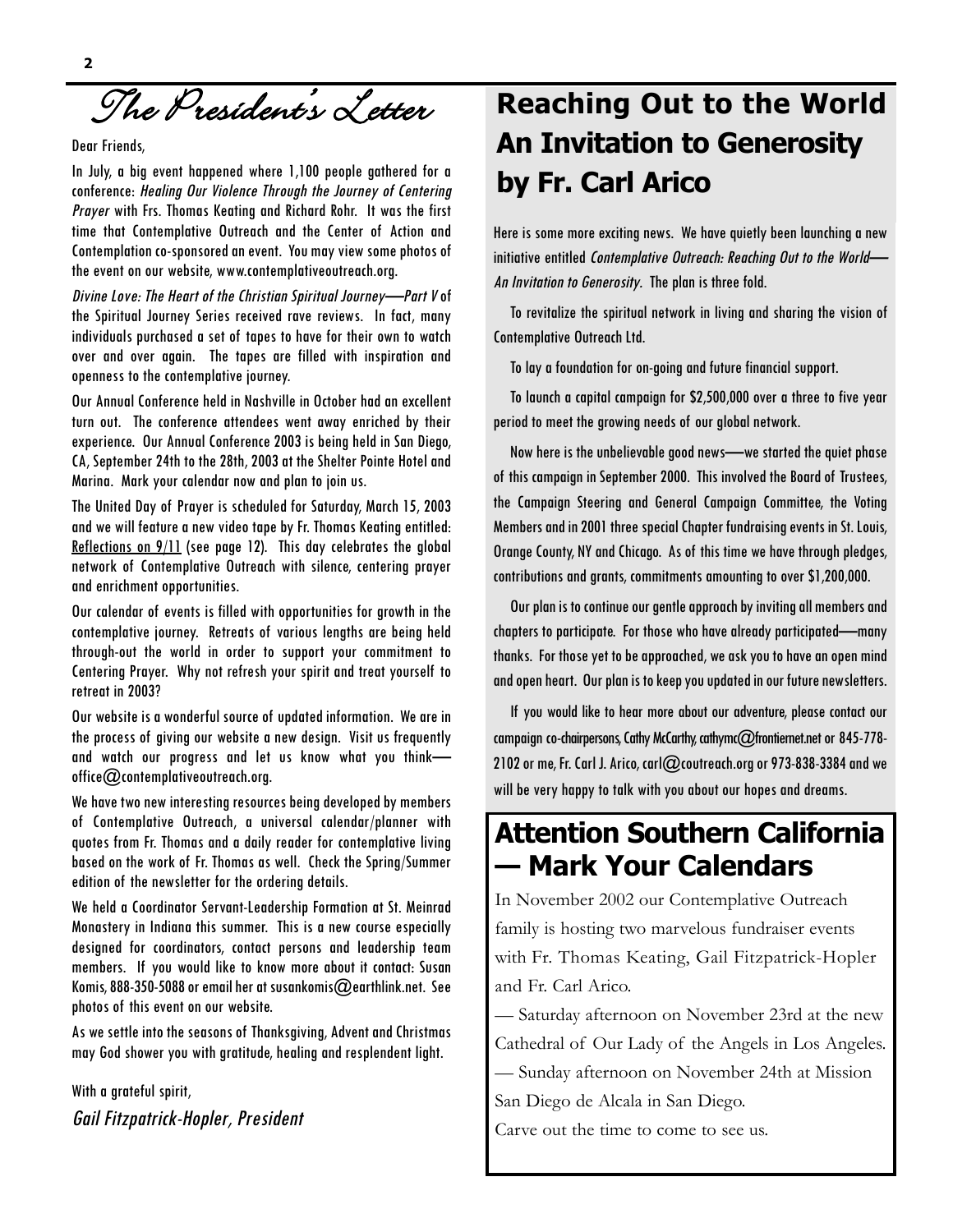# The President's Letter

Dear Friends,

In July, a big event happened where 1,100 people gathered for a conference: *Healing Our Violence Through the Journey of Centering Prayer* with Frs. Thomas Keating and Richard Rohr. It was the first time that Contemplative Outreach and the Center of Action and Contemplation co-sponsored an event. You may view some photos of the event on our website, www.contemplativeoutreach.org.

*Divine Love: The Heart of the Christian Spiritual Journey—Part V* of the Spiritual Journey Series received rave reviews. In fact, many individuals purchased a set of tapes to have for their own to watch over and over again. The tapes are filled with inspiration and openness to the contemplative journey.

Our Annual Conference held in Nashville in October had an excellent turn out. The conference attendees went away enriched by their experience. Our Annual Conference 2003 is being held in San Diego, CA, September 24th to the 28th, 2003 at the Shelter Pointe Hotel and Marina. Mark your calendar now and plan to join us.

The United Day of Prayer is scheduled for Saturday, March 15, 2003 and we will feature a new video tape by Fr. Thomas Keating entitled: Reflections on 9/11 (see page 12). This day celebrates the global network of Contemplative Outreach with silence, centering prayer and enrichment opportunities.

Our calendar of events is filled with opportunities for growth in the contemplative journey. Retreats of various lengths are being held through-out the world in order to support your commitment to Centering Prayer. Why not refresh your spirit and treat yourself to retreat in 2003?

Our website is a wonderful source of updated information. We are in the process of giving our website a new design. Visit us frequently and watch our progress and let us know what you think—office@contemplativeoutreach.org.

We have two new interesting resources being developed by members of Contemplative Outreach, a universal calendar/planner with quotes from Fr. Thomas and a daily reader for contemplative living based on the work of Fr. Thomas as well. Check the Spring/Summer edition of the newsletter for the ordering details.

We held a Coordinator Servant-Leadership Formation at St. Meinrad Monastery in Indiana this summer. This is a new course especially designed for coordinators, contact persons and leadership team members. If you would like to know more about it contact: Susan Komis, 888-350-5088 or email her at susankomis@earthlink.net. See photos of this event on our website.

As we settle into the seasons of Thanksgiving, Advent and Christmas may God shower you with gratitude, healing and resplendent light.

With a grateful spirit,

*Gail Fitzpatrick-Hopler, President*

# Reaching Out to the World An Invitation to Generosity by Fr. Carl Arico

Here is some more exciting news. We have quietly been launching a new initiative entitled *Contemplative Outreach: Reaching Out to the World—An Invitation to Generosity*. The plan is three fold.

To revitalize the spiritual network in living and sharing the vision of Contemplative Outreach Ltd.

To lay a foundation for on-going and future financial support.

To launch a capital campaign for $2,500,000 over a three to five year period to meet the growing needs of our global network.

Now here is the unbelievable good news—we started the quiet phase of this campaign in September 2000. This involved the Board of Trustees, the Campaign Steering and General Campaign Committee, the Voting Members and in 2001 three special Chapter fundraising events in St. Louis, Orange County, NY and Chicago. As of this time we have through pledges, contributions and grants, commitments amounting to over $1,200,000.

Our plan is to continue our gentle approach by inviting all members and chapters to participate. For those who have already participated—many thanks. For those yet to be approached, we ask you to have an open mind and open heart. Our plan is to keep you updated in our future newsletters.

If you would like to hear more about our adventure, please contact our campaign co-chairpersons, Cathy McCarthy, cathymc@frontiernet.net or 845-778-2102 or me, Fr. Carl J. Arico, carl@coutreach.org or 973-838-3384 and we will be very happy to talk with you about our hopes and dreams.

# Attention Southern California — Mark Your Calendars

In November 2002 our Contemplative Outreach family is hosting two marvelous fundraiser events with Fr. Thomas Keating, Gail Fitzpatrick-Hopler and Fr. Carl Arico.

— Saturday afternoon on November 23rd at the new Cathedral of Our Lady of the Angels in Los Angeles.

— Sunday afternoon on November 24th at Mission San Diego de Alcala in San Diego.

Carve out the time to come to see us.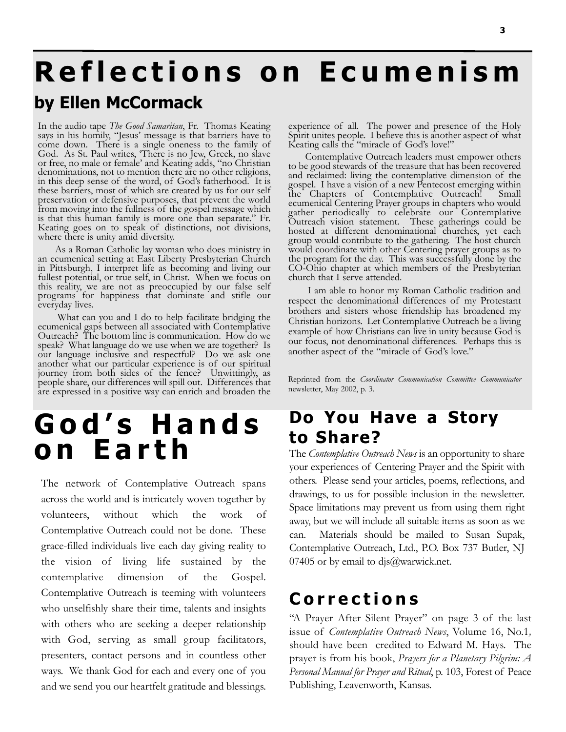# Reflections on Ecumenism

## by Ellen McCormack

In the audio tape *The Good Samaritan*, Fr. Thomas Keating says in his homily, "Jesus' message is that barriers have to come down. There is a single oneness to the family of God. As St. Paul writes, 'There is no Jew, Greek, no slave or free, no male or female' and Keating adds, "no Christian denominations, not to mention there are no other religions, in this deep sense of the word, of God's fatherhood. It is these barriers, most of which are created by us for our self preservation or defensive purposes, that prevent the world from moving into the fullness of the gospel message which is that this human family is more one than separate." Fr. Keating goes on to speak of distinctions, not divisions, where there is unity amid diversity.

As a Roman Catholic lay woman who does ministry in an ecumenical setting at East Liberty Presbyterian Church in Pittsburgh, I interpret life as becoming and living our fullest potential, or true self, in Christ. When we focus on this reality, we are not as preoccupied by our false self programs for happiness that dominate and stifle our everyday lives.

What can you and I do to help facilitate bridging the ecumenical gaps between all associated with Contemplative Outreach? The bottom line is communication. How do we speak? What language do we use when we are together? Is our language inclusive and respectful? Do we ask one another what our particular experience is of our spiritual journey from both sides of the fence? Unwittingly, as people share, our differences will spill out. Differences that are expressed in a positive way can enrich and broaden the experience of all. The power and presence of the Holy Spirit unites people. I believe this is another aspect of what Keating calls the "miracle of God's love!"

Contemplative Outreach leaders must empower others to be good stewards of the treasure that has been recovered and reclaimed: living the contemplative dimension of the gospel. I have a vision of a new Pentecost emerging within the Chapters of Contemplative Outreach! Small ecumenical Centering Prayer groups in chapters who would gather periodically to celebrate our Contemplative Outreach vision statement. These gatherings could be hosted at different denominational churches, yet each group would contribute to the gathering. The host church would coordinate with other Centering prayer groups as to the program for the day. This was successfully done by the CO-Ohio chapter at which members of the Presbyterian church that I serve attended.

I am able to honor my Roman Catholic tradition and respect the denominational differences of my Protestant brothers and sisters whose friendship has broadened my Christian horizons. Let Contemplative Outreach be a living example of how Christians can live in unity because God is our focus, not denominational differences. Perhaps this is another aspect of the "miracle of God's love."

Reprinted from the *Coordinator Communication Committee Communicator* newsletter, May 2002, p. 3.

# God's Hands on Earth

The network of Contemplative Outreach spans across the world and is intricately woven together by volunteers, without which the work of Contemplative Outreach could not be done. These grace-filled individuals live each day giving reality to the vision of living life sustained by the contemplative dimension of the Gospel. Contemplative Outreach is teeming with volunteers who unselfishly share their time, talents and insights with others who are seeking a deeper relationship with God, serving as small group facilitators, presenters, contact persons and in countless other ways. We thank God for each and every one of you and we send you our heartfelt gratitude and blessings.

## Do You Have a Story to Share?

The *Contemplative Outreach News* is an opportunity to share your experiences of Centering Prayer and the Spirit with others. Please send your articles, poems, reflections, and drawings, to us for possible inclusion in the newsletter. Space limitations may prevent us from using them right away, but we will include all suitable items as soon as we can. Materials should be mailed to Susan Supak, Contemplative Outreach, Ltd., P.O. Box 737 Butler, NJ 07405 or by email to djs@warwick.net.

## Corrections

"A Prayer After Silent Prayer" on page 3 of the last issue of *Contemplative Outreach News*, Volume 16, No.1, should have been credited to Edward M. Hays. The prayer is from his book, *Prayers for a Planetary Pilgrim: A Personal Manual for Prayer and Ritual*, p. 103, Forest of Peace Publishing, Leavenworth, Kansas.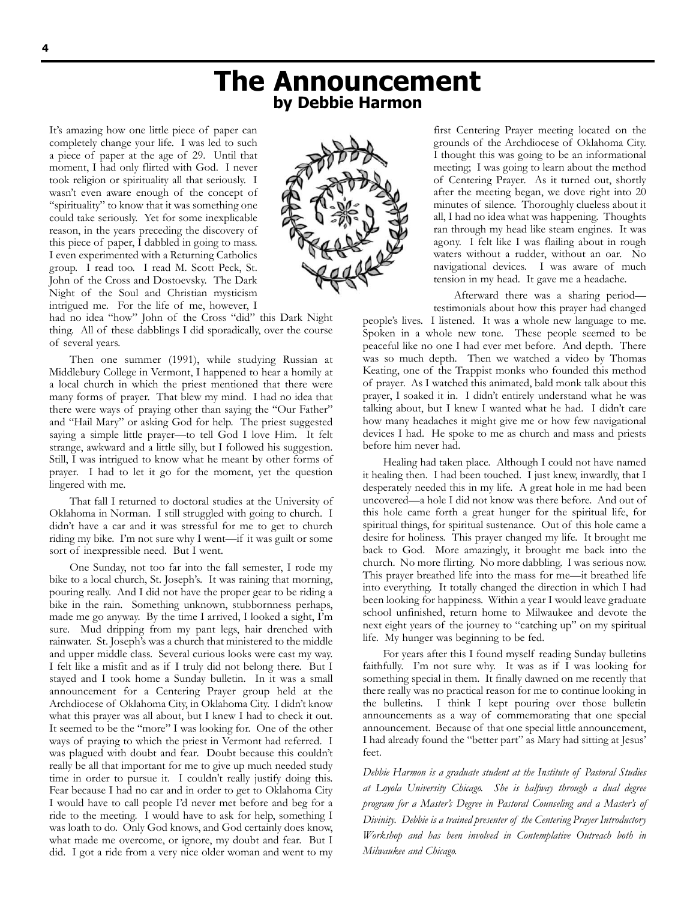# The Announcement

## by Debbie Harmon

It's amazing how one little piece of paper can completely change your life. I was led to such a piece of paper at the age of 29. Until that moment, I had only flirted with God. I never took religion or spirituality all that seriously. I wasn't even aware enough of the concept of "spirituality" to know that it was something one could take seriously. Yet for some inexplicable reason, in the years preceding the discovery of this piece of paper, I dabbled in going to mass. I even experimented with a Returning Catholics group. I read too. I read M. Scott Peck, St. John of the Cross and Dostoevsky. The Dark Night of the Soul and Christian mysticism intrigued me. For the life of me, however, I had no idea "how" John of the Cross "did" this Dark Night thing. All of these dabblings I did sporadically, over the course of several years.

Then one summer (1991), while studying Russian at Middlebury College in Vermont, I happened to hear a homily at a local church in which the priest mentioned that there were many forms of prayer. That blew my mind. I had no idea that there were ways of praying other than saying the "Our Father" and "Hail Mary" or asking God for help. The priest suggested saying a simple little prayer—to tell God I love Him. It felt strange, awkward and a little silly, but I followed his suggestion. Still, I was intrigued to know what he meant by other forms of prayer. I had to let it go for the moment, yet the question lingered with me.

That fall I returned to doctoral studies at the University of Oklahoma in Norman. I still struggled with going to church. I didn't have a car and it was stressful for me to get to church riding my bike. I'm not sure why I went—if it was guilt or some sort of inexpressible need. But I went.

One Sunday, not too far into the fall semester, I rode my bike to a local church, St. Joseph's. It was raining that morning, pouring really. And I did not have the proper gear to be riding a bike in the rain. Something unknown, stubbornness perhaps, made me go anyway. By the time I arrived, I looked a sight, I'm sure. Mud dripping from my pant legs, hair drenched with rainwater. St. Joseph's was a church that ministered to the middle and upper middle class. Several curious looks were cast my way. I felt like a misfit and as if I truly did not belong there. But I stayed and I took home a Sunday bulletin. In it was a small announcement for a Centering Prayer group held at the Archdiocese of Oklahoma City, in Oklahoma City. I didn't know what this prayer was all about, but I knew I had to check it out. It seemed to be the "more" I was looking for. One of the other ways of praying to which the priest in Vermont had referred. I was plagued with doubt and fear. Doubt because this couldn't really be all that important for me to give up much needed study time in order to pursue it. I couldn't really justify doing this. Fear because I had no car and in order to get to Oklahoma City I would have to call people I'd never met before and beg for a ride to the meeting. I would have to ask for help, something I was loath to do. Only God knows, and God certainly does know, what made me overcome, or ignore, my doubt and fear. But I did. I got a ride from a very nice older woman and went to my first Centering Prayer meeting located on the grounds of the Archdiocese of Oklahoma City. I thought this was going to be an informational meeting; I was going to learn about the method of Centering Prayer. As it turned out, shortly after the meeting began, we dove right into 20 minutes of silence. Thoroughly clueless about it all, I had no idea what was happening. Thoughts ran through my head like steam engines. It was agony. I felt like I was flailing about in rough waters without a rudder, without an oar. No navigational devices. I was aware of much tension in my head. It gave me a headache.

Afterward there was a sharing period—testimonials about how this prayer had changed people's lives. I listened. It was a whole new language to me. Spoken in a whole new tone. These people seemed to be peaceful like no one I had ever met before. And depth. There was so much depth. Then we watched a video by Thomas Keating, one of the Trappist monks who founded this method of prayer. As I watched this animated, bald monk talk about this prayer, I soaked it in. I didn't entirely understand what he was talking about, but I knew I wanted what he had. I didn't care how many headaches it might give me or how few navigational devices I had. He spoke to me as church and mass and priests before him never had.

Healing had taken place. Although I could not have named it healing then. I had been touched. I just knew, inwardly, that I desperately needed this in my life. A great hole in me had been uncovered—a hole I did not know was there before. And out of this hole came forth a great hunger for the spiritual life, for spiritual things, for spiritual sustenance. Out of this hole came a desire for holiness. This prayer changed my life. It brought me back to God. More amazingly, it brought me back into the church. No more flirting. No more dabbling. I was serious now. This prayer breathed life into the mass for me—it breathed life into everything. It totally changed the direction in which I had been looking for happiness. Within a year I would leave graduate school unfinished, return home to Milwaukee and devote the next eight years of the journey to "catching up" on my spiritual life. My hunger was beginning to be fed.

For years after this I found myself reading Sunday bulletins faithfully. I'm not sure why. It was as if I was looking for something special in them. It finally dawned on me recently that there really was no practical reason for me to continue looking in the bulletins. I think I kept pouring over those bulletin announcements as a way of commemorating that one special announcement. Because of that one special little announcement, I had already found the "better part" as Mary had sitting at Jesus' feet.

*Debbie Harmon is a graduate student at the Institute of Pastoral Studies at Loyola University Chicago. She is halfway through a dual degree program for a Master's Degree in Pastoral Counseling and a Master's of Divinity. Debbie is a trained presenter of the Centering Prayer Introductory Workshop and has been involved in Contemplative Outreach both in Milwaukee and Chicago.*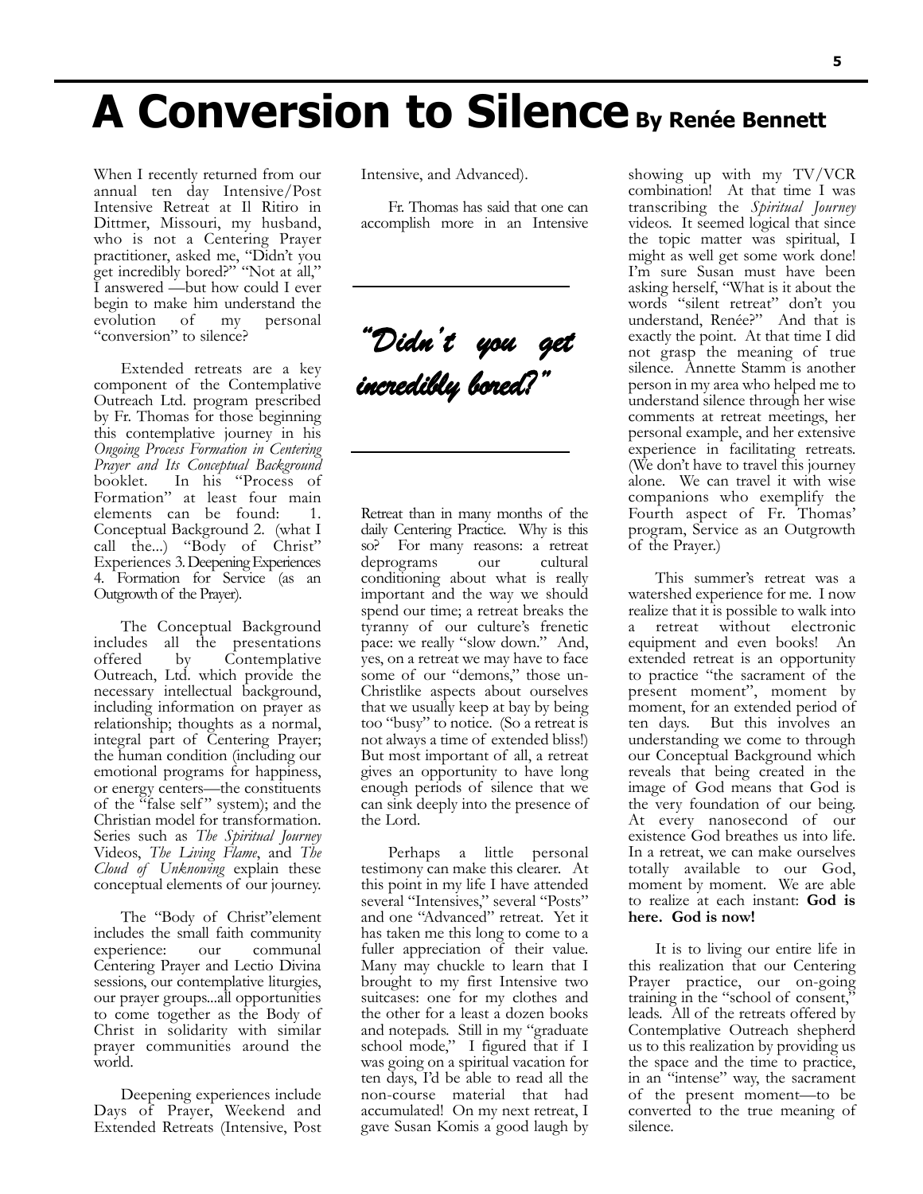# A Conversion to Silence

**By Renée Bennett**

When I recently returned from our annual ten day Intensive/Post Intensive Retreat at Il Ritiro in Dittmer, Missouri, my husband, who is not a Centering Prayer practitioner, asked me, "Didn't you get incredibly bored?" "Not at all," I answered —but how could I ever begin to make him understand the evolution of my personal "conversion" to silence?

Extended retreats are a key component of the Contemplative Outreach Ltd. program prescribed by Fr. Thomas for those beginning this contemplative journey in his *Ongoing Process Formation in Centering Prayer and Its Conceptual Background* booklet. In his "Process of Formation" at least four main elements can be found: 1. Conceptual Background 2. (what I call the...) "Body of Christ" Experiences 3. Deepening Experiences 4. Formation for Service (as an Outgrowth of the Prayer).

The Conceptual Background includes all the presentations offered by Contemplative Outreach, Ltd. which provide the necessary intellectual background, including information on prayer as relationship; thoughts as a normal, integral part of Centering Prayer; the human condition (including our emotional programs for happiness, or energy centers—the constituents of the "false self" system); and the Christian model for transformation. Series such as *The Spiritual Journey* Videos, *The Living Flame*, and *The Cloud of Unknowing* explain these conceptual elements of our journey.

The "Body of Christ"element includes the small faith community experience: our communal Centering Prayer and Lectio Divina sessions, our contemplative liturgies, our prayer groups...all opportunities to come together as the Body of Christ in solidarity with similar prayer communities around the world.

Deepening experiences include Days of Prayer, Weekend and Extended Retreats (Intensive, Post Intensive, and Advanced).

Fr. Thomas has said that one can accomplish more in an Intensive Retreat than in many months of the daily Centering Practice. Why is this so? For many reasons: a retreat deprograms our cultural conditioning about what is really important and the way we should spend our time; a retreat breaks the tyranny of our culture's frenetic pace: we really "slow down." And, yes, on a retreat we may have to face some of our "demons," those un-Christlike aspects about ourselves that we usually keep at bay by being too "busy" to notice. (So a retreat is not always a time of extended bliss!) But most important of all, a retreat gives an opportunity to have long enough periods of silence that we can sink deeply into the presence of the Lord.

> *"Didn't you get incredibly bored?"*

Perhaps a little personal testimony can make this clearer. At this point in my life I have attended several "Intensives," several "Posts" and one "Advanced" retreat. Yet it has taken me this long to come to a fuller appreciation of their value. Many may chuckle to learn that I brought to my first Intensive two suitcases: one for my clothes and the other for a least a dozen books and notepads. Still in my "graduate school mode," I figured that if I was going on a spiritual vacation for ten days, I'd be able to read all the non-course material that had accumulated! On my next retreat, I gave Susan Komis a good laugh by showing up with my TV/VCR combination! At that time I was transcribing the *Spiritual Journey* videos. It seemed logical that since the topic matter was spiritual, I might as well get some work done! I'm sure Susan must have been asking herself, "What is it about the words "silent retreat" don't you understand, Renée?" And that is exactly the point. At that time I did not grasp the meaning of true silence. Annette Stamm is another person in my area who helped me to understand silence through her wise comments at retreat meetings, her personal example, and her extensive experience in facilitating retreats. (We don't have to travel this journey alone. We can travel it with wise companions who exemplify the Fourth aspect of Fr. Thomas' program, Service as an Outgrowth of the Prayer.)

This summer's retreat was a watershed experience for me. I now realize that it is possible to walk into a retreat without electronic equipment and even books! An extended retreat is an opportunity to practice "the sacrament of the present moment", moment by moment, for an extended period of ten days. But this involves an understanding we come to through our Conceptual Background which reveals that being created in the image of God means that God is the very foundation of our being. At every nanosecond of our existence God breathes us into life. In a retreat, we can make ourselves totally available to our God, moment by moment. We are able to realize at each instant: **God is here. God is now!**

It is to living our entire life in this realization that our Centering Prayer practice, our on-going training in the "school of consent," leads. All of the retreats offered by Contemplative Outreach shepherd us to this realization by providing us the space and the time to practice, in an "intense" way, the sacrament of the present moment—to be converted to the true meaning of silence.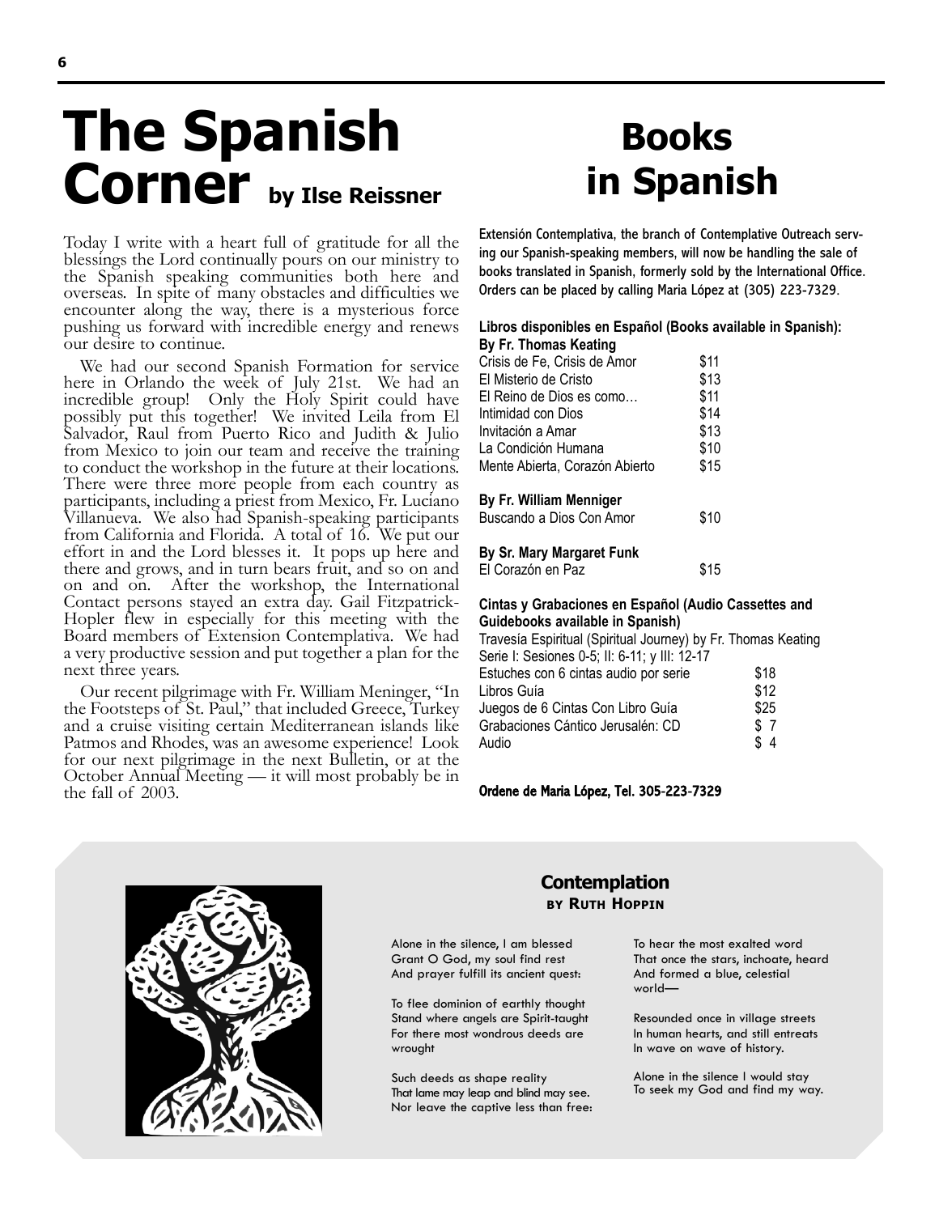# The Spanish Corner by Ilse Reissner

Today I write with a heart full of gratitude for all the blessings the Lord continually pours on our ministry to the Spanish speaking communities both here and overseas. In spite of many obstacles and difficulties we encounter along the way, there is a mysterious force pushing us forward with incredible energy and renews our desire to continue.

We had our second Spanish Formation for service here in Orlando the week of July 21st. We had an incredible group! Only the Holy Spirit could have possibly put this together! We invited Leila from El Salvador, Raul from Puerto Rico and Judith & Julio from Mexico to join our team and receive the training to conduct the workshop in the future at their locations. There were three more people from each country as participants, including a priest from Mexico, Fr. Luciano Villanueva. We also had Spanish-speaking participants from California and Florida. A total of 16. We put our effort in and the Lord blesses it. It pops up here and there and grows, and in turn bears fruit, and so on and on and on. After the workshop, the International Contact persons stayed an extra day. Gail Fitzpatrick-Hopler flew in especially for this meeting with the Board members of Extension Contemplativa. We had a very productive session and put together a plan for the next three years.

Our recent pilgrimage with Fr. William Meninger, "In the Footsteps of St. Paul," that included Greece, Turkey and a cruise visiting certain Mediterranean islands like Patmos and Rhodes, was an awesome experience! Look for our next pilgrimage in the next Bulletin, or at the October Annual Meeting — it will most probably be in the fall of 2003.

# Books in Spanish

**Extensión Contemplativa, the branch of Contemplative Outreach serving our Spanish-speaking members, will now be handling the sale of books translated in Spanish, formerly sold by the International Office. Orders can be placed by calling Maria López at (305) 223-7329.**

**Libros disponibles en Español (Books available in Spanish):**

**By Fr. Thomas Keating**

| | |
|---|---|
| Crisis de Fe, Crisis de Amor | $11 |
| El Misterio de Cristo | $13 |
| El Reino de Dios es como… | $11 |
| Intimidad con Dios | $14 |
| Invitación a Amar | $13 |
| La Condición Humana | $10 |
| Mente Abierta, Corazón Abierto | $15 |

**By Fr. William Menniger**

| | |
|---|---|
| Buscando a Dios Con Amor | $10 |

**By Sr. Mary Margaret Funk**

| | |
|---|---|
| El Corazón en Paz | $15 |

**Cintas y Grabaciones en Español (Audio Cassettes and Guidebooks available in Spanish)**

Travesía Espiritual (Spiritual Journey) by Fr. Thomas Keating
Serie I: Sesiones 0-5; II: 6-11; y III: 12-17

| | |
|---|---|
| Estuches con 6 cintas audio por serie | $18 |
| Libros Guía | $12 |
| Juegos de 6 Cintas Con Libro Guía | $25 |
| Grabaciones Cántico Jerusalén: CD | $ 7 |
| Audio | $ 4 |

**Ordene de Maria López, Tel. 305-223-7329**

### Contemplation
**by Ruth Hoppin**

Alone in the silence, I am blessed
Grant O God, my soul find rest
And prayer fulfill its ancient quest:

To flee dominion of earthly thought
Stand where angels are Spirit-taught
For there most wondrous deeds are wrought

Such deeds as shape reality
That lame may leap and blind may see.
Nor leave the captive less than free:

To hear the most exalted word
That once the stars, inchoate, heard
And formed a blue, celestial world—

Resounded once in village streets
In human hearts, and still entreats
In wave on wave of history.

Alone in the silence I would stay
To seek my God and find my way.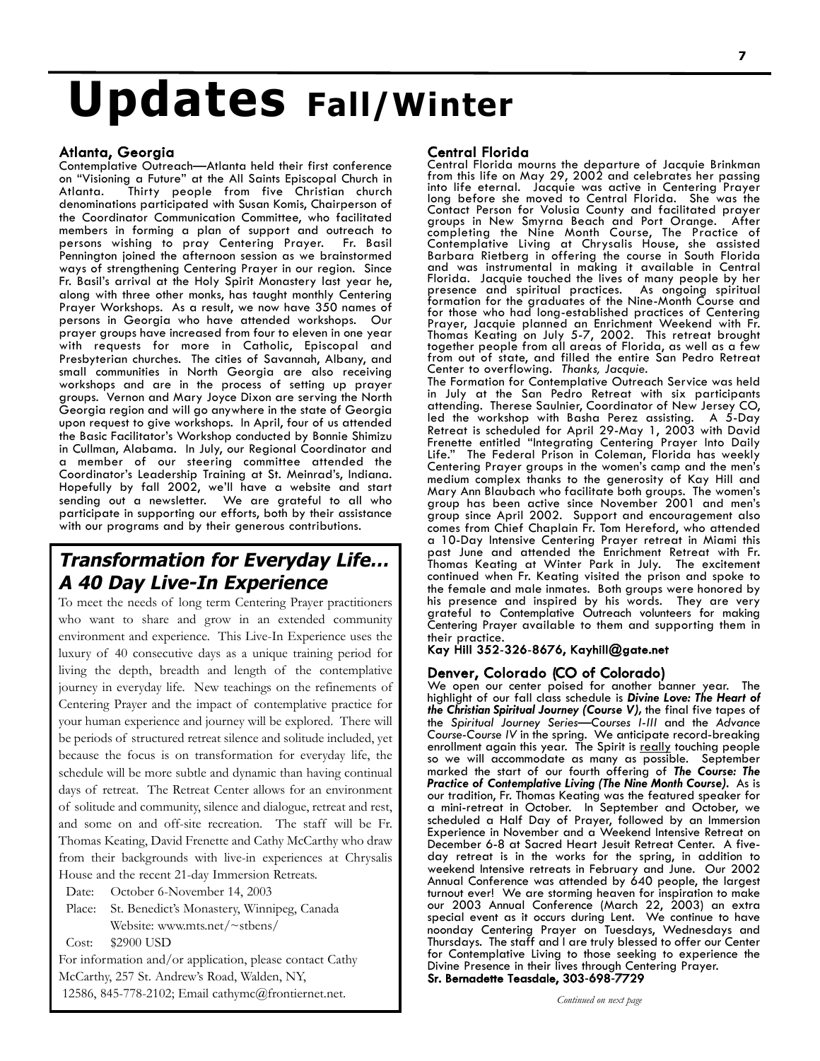# Updates Fall/Winter

### Atlanta, Georgia

Contemplative Outreach—Atlanta held their first conference on "Visioning a Future" at the All Saints Episcopal Church in Atlanta. Thirty people from five Christian church denominations participated with Susan Komis, Chairperson of the Coordinator Communication Committee, who facilitated members in forming a plan of support and outreach to persons wishing to pray Centering Prayer. Fr. Basil Pennington joined the afternoon session as we brainstormed ways of strengthening Centering Prayer in our region. Since Fr. Basil's arrival at the Holy Spirit Monastery last year he, along with three other monks, has taught monthly Centering Prayer Workshops. As a result, we now have 350 names of persons in Georgia who have attended workshops. Our prayer groups have increased from four to eleven in one year with requests for more in Catholic, Episcopal and Presbyterian churches. The cities of Savannah, Albany, and small communities in North Georgia are also receiving workshops and are in the process of setting up prayer groups. Vernon and Mary Joyce Dixon are serving the North Georgia region and will go anywhere in the state of Georgia upon request to give workshops. In April, four of us attended the Basic Facilitator's Workshop conducted by Bonnie Shimizu in Cullman, Alabama. In July, our Regional Coordinator and a member of our steering committee attended the Coordinator's Leadership Training at St. Meinrad's, Indiana. Hopefully by fall 2002, we'll have a website and start sending out a newsletter. We are grateful to all who participate in supporting our efforts, both by their assistance with our programs and by their generous contributions.

## *Transformation for Everyday Life... A 40 Day Live-In Experience*

To meet the needs of long term Centering Prayer practitioners who want to share and grow in an extended community environment and experience. This Live-In Experience uses the luxury of 40 consecutive days as a unique training period for living the depth, breadth and length of the contemplative journey in everyday life. New teachings on the refinements of Centering Prayer and the impact of contemplative practice for your human experience and journey will be explored. There will be periods of structured retreat silence and solitude included, yet because the focus is on transformation for everyday life, the schedule will be more subtle and dynamic than having continual days of retreat. The Retreat Center allows for an environment of solitude and community, silence and dialogue, retreat and rest, and some on and off-site recreation. The staff will be Fr. Thomas Keating, David Frenette and Cathy McCarthy who draw from their backgrounds with live-in experiences at Chrysalis House and the recent 21-day Immersion Retreats.

Date: October 6-November 14, 2003
Place: St. Benedict's Monastery, Winnipeg, Canada
Website: www.mts.net/~stbens/
Cost: $2900 USD

For information and/or application, please contact Cathy McCarthy, 257 St. Andrew's Road, Walden, NY, 12586, 845-778-2102; Email cathymc@frontiernet.net.

### Central Florida

Central Florida mourns the departure of Jacquie Brinkman from this life on May 29, 2002 and celebrates her passing into life eternal. Jacquie was active in Centering Prayer long before she moved to Central Florida. She was the Contact Person for Volusia County and facilitated prayer groups in New Smyrna Beach and Port Orange. After completing the Nine Month Course, The Practice of Contemplative Living at Chrysalis House, she assisted Barbara Rietberg in offering the course in South Florida and was instrumental in making it available in Central Florida. Jacquie touched the lives of many people by her presence and spiritual practices. As ongoing spiritual formation for the graduates of the Nine-Month Course and for those who had long-established practices of Centering Prayer, Jacquie planned an Enrichment Weekend with Fr. Thomas Keating on July 5-7, 2002. This retreat brought together people from all areas of Florida, as well as a few from out of state, and filled the entire San Pedro Retreat Center to overflowing. *Thanks, Jacquie*.

The Formation for Contemplative Outreach Service was held in July at the San Pedro Retreat with six participants attending. Therese Saulnier, Coordinator of New Jersey CO, led the workshop with Basha Perez assisting. A 5-Day Retreat is scheduled for April 29-May 1, 2003 with David Frenette entitled "Integrating Centering Prayer Into Daily Life." The Federal Prison in Coleman, Florida has weekly Centering Prayer groups in the women's camp and the men's medium complex thanks to the generosity of Kay Hill and Mary Ann Blaubach who facilitate both groups. The women's group has been active since November 2001 and men's group since April 2002. Support and encouragement also comes from Chief Chaplain Fr. Tom Hereford, who attended a 10-Day Intensive Centering Prayer retreat in Miami this past June and attended the Enrichment Retreat with Fr. Thomas Keating at Winter Park in July. The excitement continued when Fr. Keating visited the prison and spoke to the female and male inmates. Both groups were honored by his presence and inspired by his words. They are very grateful to Contemplative Outreach volunteers for making Centering Prayer available to them and supporting them in their practice.

**Kay Hill 352-326-8676, Kayhill@gate.net**

### Denver, Colorado (CO of Colorado)

We open our center poised for another banner year. The highlight of our fall class schedule is ***Divine Love: The Heart of the Christian Spiritual Journey (Course V)***, the final five tapes of the *Spiritual Journey Series—Courses I-III* and the *Advance Course-Course IV* in the spring. We anticipate record-breaking enrollment again this year. The Spirit is <u>really</u> touching people so we will accommodate as many as possible. September marked the start of our fourth offering of ***The Course: The Practice of Contemplative Living (The Nine Month Course)***. As is our tradition, Fr. Thomas Keating was the featured speaker for a mini-retreat in October. In September and October, we scheduled a Half Day of Prayer, followed by an Immersion Experience in November and a Weekend Intensive Retreat on December 6-8 at Sacred Heart Jesuit Retreat Center. A five-day retreat is in the works for the spring, in addition to weekend Intensive retreats in February and June. Our 2002 Annual Conference was attended by 640 people, the largest turnout ever! We are storming heaven for inspiration to make our 2003 Annual Conference (March 22, 2003) an extra special event as it occurs during Lent. We continue to have noonday Centering Prayer on Tuesdays, Wednesdays and Thursdays. The staff and I are truly blessed to offer our Center for Contemplative Living to those seeking to experience the Divine Presence in their lives through Centering Prayer.

**Sr. Bernadette Teasdale, 303-698-7729**

*Continued on next page*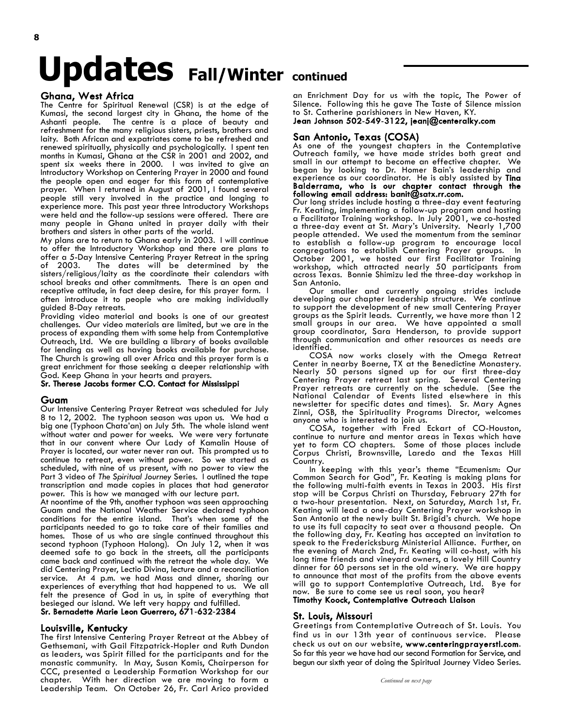# Updates Fall/Winter continued

## Ghana, West Africa

The Centre for Spiritual Renewal (CSR) is at the edge of Kumasi, the second largest city in Ghana, the home of the Ashanti people. The centre is a place of beauty and refreshment for the many religious sisters, priests, brothers and laity. Both African and expatriates come to be refreshed and renewed spiritually, physically and psychologically. I spent ten months in Kumasi, Ghana at the CSR in 2001 and 2002, and spent six weeks there in 2000. I was invited to give an Introductory Workshop on Centering Prayer in 2000 and found the people open and eager for this form of contemplative prayer. When I returned in August of 2001, I found several people still very involved in the practice and longing to experience more. This past year three Introductory Workshops were held and the follow-up sessions were offered. There are many people in Ghana united in prayer daily with their brothers and sisters in other parts of the world.

My plans are to return to Ghana early in 2003. I will continue to offer the Introductory Workshop and there are plans to offer a 5-Day Intensive Centering Prayer Retreat in the spring of 2003. The dates will be determined by the sisters/religious/laity as the coordinate their calendars with school breaks and other commitments. There is an open and receptive attitude, in fact deep desire, for this prayer form. I often introduce it to people who are making individually guided 8-Day retreats.

Providing video material and books is one of our greatest challenges. Our video materials are limited, but we are in the process of expanding them with some help from Contemplative Outreach, Ltd. We are building a library of books available for lending as well as having books available for purchase. The Church is growing all over Africa and this prayer form is a great enrichment for those seeking a deeper relationship with God. Keep Ghana in your hearts and prayers.

**Sr. Therese Jacobs former C.O. Contact for Mississippi**

## Guam

Our Intensive Centering Prayer Retreat was scheduled for July 8 to 12, 2002. The typhoon season was upon us. We had a big one (Typhoon Chata'an) on July 5th. The whole island went without water and power for weeks. We were very fortunate that in our convent where Our Lady of Kamalin House of Prayer is located, our water never ran out. This prompted us to continue to retreat, even without power. So we started as scheduled, with nine of us present, with no power to view the Part 3 video of *The Spiritual Journey* Series. I outlined the tape transcription and made copies in places that had generator power. This is how we managed with our lecture part.

At noontime of the 9th, another typhoon was seen approaching Guam and the National Weather Service declared typhoon conditions for the entire island. That's when some of the participants needed to go to take care of their families and homes. Those of us who are single continued throughout this second typhoon (Typhoon Halong). On July 12, when it was deemed safe to go back in the streets, all the participants came back and continued with the retreat the whole day. We did Centering Prayer, Lectio Divina, lecture and a reconciliation service. At 4 p.m. we had Mass and dinner, sharing our experiences of everything that had happened to us. We all felt the presence of God in us, in spite of everything that besieged our island. We left very happy and fulfilled.

**Sr. Bernadette Marie Leon Guerrero, 671-632-2384**

## Louisville, Kentucky

The first Intensive Centering Prayer Retreat at the Abbey of Gethsemani, with Gail Fitzpatrick-Hopler and Ruth Dundon as leaders, was Spirit filled for the participants and for the monastic community. In May, Susan Komis, Chairperson for CCC, presented a Leadership Formation Workshop for our chapter. With her direction we are moving to form a Leadership Team. On October 26, Fr. Carl Arico provided an Enrichment Day for us with the topic, The Power of Silence. Following this he gave The Taste of Silence mission to St. Catherine parishioners in New Haven, KY.

**Jean Johnson 502-549-3122, jeanj@centeralky.com**

## San Antonio, Texas (COSA)

As one of the youngest chapters in the Contemplative Outreach family, we have made strides both great and small in our attempt to become an effective chapter. We began by looking to Dr. Homer Bain's leadership and experience as our coordinator. He is ably assisted by **Tina Balderrama, who is our chapter contact through the following email address: banit@satx.rr.com.**

Our long strides include hosting a three-day event featuring Fr. Keating, implementing a follow-up program and hosting a Facilitator Training workshop. In July 2001, we co-hosted a three-day event at St. Mary's University. Nearly 1,700 people attended. We used the momentum from the seminar to establish a follow-up program to encourage local congregations to establish Centering Prayer groups. In October 2001, we hosted our first Facilitator Training workshop, which attracted nearly 50 participants from across Texas. Bonnie Shimizu led the three-day workshop in San Antonio.

Our smaller and currently ongoing strides include developing our chapter leadership structure. We continue to support the development of new small Centering Prayer groups as the Spirit leads. Currently, we have more than 12 small groups in our area. We have appointed a small group coordinator, Sara Henderson, to provide support through communication and other resources as needs are identified.

COSA now works closely with the Omega Retreat Center in nearby Boerne, TX at the Benedictine Monastery. Nearly 50 persons signed up for our first three-day Centering Prayer retreat last spring. Several Centering Prayer retreats are currently on the schedule. (See the National Calendar of Events listed elsewhere in this newsletter for specific dates and times). Sr. Mary Agnes Zinni, OSB, the Spirituality Programs Director, welcomes anyone who is interested to join us.

COSA, together with Fred Eckart of CO-Houston, continue to nurture and mentor areas in Texas which have yet to form CO chapters. Some of those places include Corpus Christi, Brownsville, Laredo and the Texas Hill Country.

In keeping with this year's theme "Ecumenism: Our Common Search for God", Fr. Keating is making plans for the following multi-faith events in Texas in 2003. His first stop will be Corpus Christi on Thursday, February 27th for a two-hour presentation. Next, on Saturday, March 1st, Fr. Keating will lead a one-day Centering Prayer workshop in San Antonio at the newly built St. Brigid's church. We hope to use its full capacity to seat over a thousand people. On the following day, Fr. Keating has accepted an invitation to speak to the Fredericksburg Ministerial Alliance. Further, on the evening of March 2nd, Fr. Keating will co-host, with his long time friends and vineyard owners, a lovely Hill Country dinner for 60 persons set in the old winery. We are happy to announce that most of the profits from the above events will go to support Contemplative Outreach, Ltd. Bye for now. Be sure to come see us real soon, you hear?

**Timothy Koock, Contemplative Outreach Liaison**

## St. Louis, Missouri

Greetings from Contemplative Outreach of St. Louis. You find us in our 13th year of continuous service. Please check us out on our website, **www.centeringprayerstl.com**. So far this year we have had our second Formation for Service, and begun our sixth year of doing the Spiritual Journey Video Series.

*Continued on next page*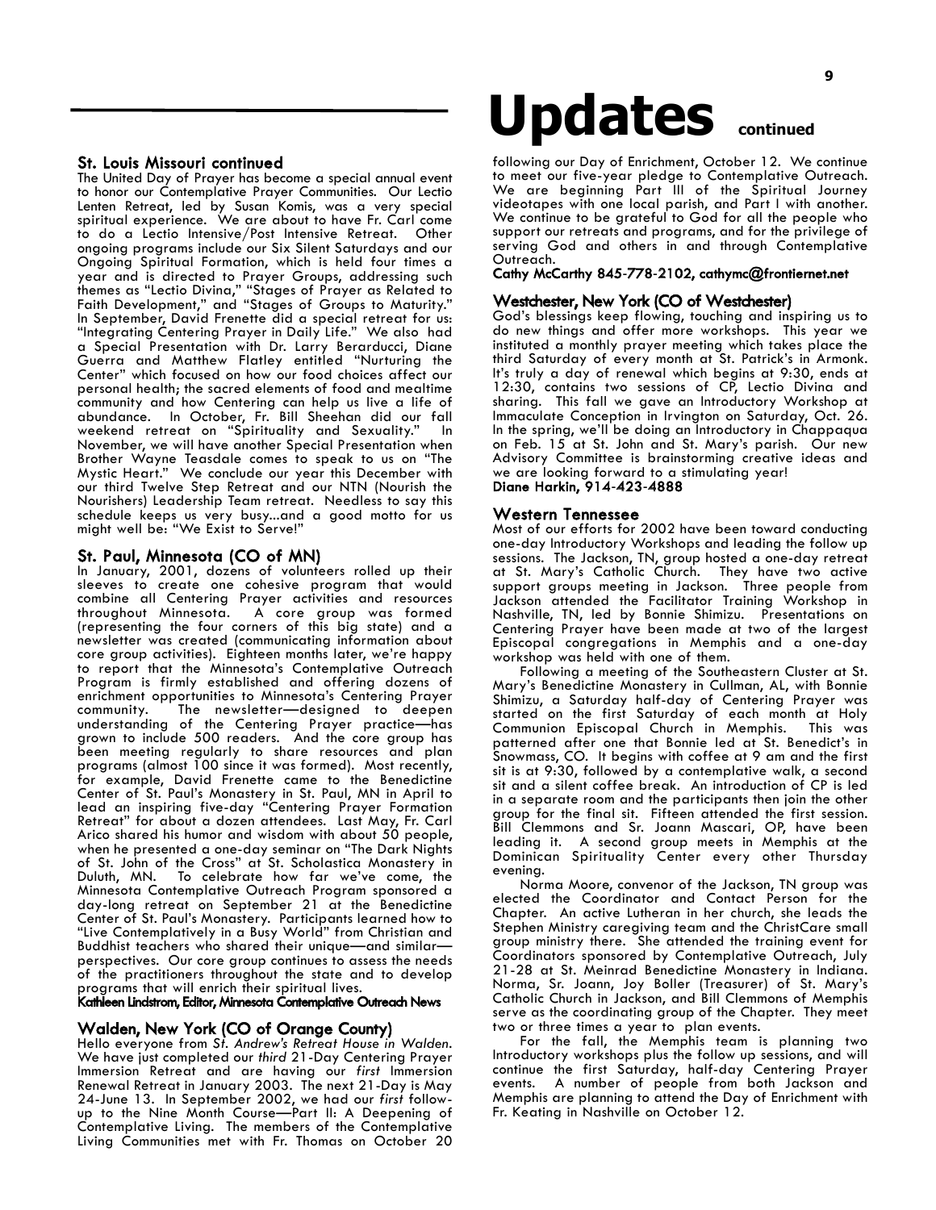# Updates continued

### St. Louis Missouri continued

The United Day of Prayer has become a special annual event to honor our Contemplative Prayer Communities. Our Lectio Lenten Retreat, led by Susan Komis, was a very special spiritual experience. We are about to have Fr. Carl come to do a Lectio Intensive/Post Intensive Retreat. Other ongoing programs include our Six Silent Saturdays and our Ongoing Spiritual Formation, which is held four times a year and is directed to Prayer Groups, addressing such themes as "Lectio Divina," "Stages of Prayer as Related to Faith Development," and "Stages of Groups to Maturity." In September, David Frenette did a special retreat for us: "Integrating Centering Prayer in Daily Life." We also had a Special Presentation with Dr. Larry Berarducci, Diane Guerra and Matthew Flatley entitled "Nurturing the Center" which focused on how our food choices affect our personal health; the sacred elements of food and mealtime community and how Centering can help us live a life of abundance. In October, Fr. Bill Sheehan did our fall weekend retreat on "Spirituality and Sexuality." In November, we will have another Special Presentation when Brother Wayne Teasdale comes to speak to us on "The Mystic Heart." We conclude our year this December with our third Twelve Step Retreat and our NTN (Nourish the Nourishers) Leadership Team retreat. Needless to say this schedule keeps us very busy...and a good motto for us might well be: "We Exist to Serve!"

### St. Paul, Minnesota (CO of MN)

In January, 2001, dozens of volunteers rolled up their sleeves to create one cohesive program that would combine all Centering Prayer activities and resources throughout Minnesota. A core group was formed (representing the four corners of this big state) and a newsletter was created (communicating information about core group activities). Eighteen months later, we're happy to report that the Minnesota's Contemplative Outreach Program is firmly established and offering dozens of enrichment opportunities to Minnesota's Centering Prayer community. The newsletter—designed to deepen understanding of the Centering Prayer practice—has grown to include 500 readers. And the core group has been meeting regularly to share resources and plan programs (almost 100 since it was formed). Most recently, for example, David Frenette came to the Benedictine Center of St. Paul's Monastery in St. Paul, MN in April to lead an inspiring five-day "Centering Prayer Formation Retreat" for about a dozen attendees. Last May, Fr. Carl Arico shared his humor and wisdom with about 50 people, when he presented a one-day seminar on "The Dark Nights of St. John of the Cross" at St. Scholastica Monastery in Duluth, MN. To celebrate how far we've come, the Minnesota Contemplative Outreach Program sponsored a day-long retreat on September 21 at the Benedictine Center of St. Paul's Monastery. Participants learned how to "Live Contemplatively in a Busy World" from Christian and Buddhist teachers who shared their unique—and similar—perspectives. Our core group continues to assess the needs of the practitioners throughout the state and to develop programs that will enrich their spiritual lives.

**Kathleen Lindstrom, Editor, Minnesota Contemplative Outreach News**

### Walden, New York (CO of Orange County)

Hello everyone from *St. Andrew's Retreat House in Walden*. We have just completed our *third* 21-Day Centering Prayer Immersion Retreat and are having our *first* Immersion Renewal Retreat in January 2003. The next 21-Day is May 24-June 13. In September 2002, we had our *first* follow-up to the Nine Month Course—Part II: A Deepening of Contemplative Living. The members of the Contemplative Living Communities met with Fr. Thomas on October 20 following our Day of Enrichment, October 12. We continue to meet our five-year pledge to Contemplative Outreach. We are beginning Part III of the Spiritual Journey videotapes with one local parish, and Part I with another. We continue to be grateful to God for all the people who support our retreats and programs, and for the privilege of serving God and others in and through Contemplative Outreach.

**Cathy McCarthy 845-778-2102, cathymc@frontiernet.net**

### Westchester, New York (CO of Westchester)

God's blessings keep flowing, touching and inspiring us to do new things and offer more workshops. This year we instituted a monthly prayer meeting which takes place the third Saturday of every month at St. Patrick's in Armonk. It's truly a day of renewal which begins at 9:30, ends at 12:30, contains two sessions of CP, Lectio Divina and sharing. This fall we gave an Introductory Workshop at Immaculate Conception in Irvington on Saturday, Oct. 26. In the spring, we'll be doing an Introductory in Chappaqua on Feb. 15 at St. John and St. Mary's parish. Our new Advisory Committee is brainstorming creative ideas and we are looking forward to a stimulating year!

**Diane Harkin, 914-423-4888**

### Western Tennessee

Most of our efforts for 2002 have been toward conducting one-day Introductory Workshops and leading the follow up sessions. The Jackson, TN, group hosted a one-day retreat at St. Mary's Catholic Church. They have two active support groups meeting in Jackson. Three people from Jackson attended the Facilitator Training Workshop in Nashville, TN, led by Bonnie Shimizu. Presentations on Centering Prayer have been made at two of the largest Episcopal congregations in Memphis and a one-day workshop was held with one of them.

Following a meeting of the Southeastern Cluster at St. Mary's Benedictine Monastery in Cullman, AL, with Bonnie Shimizu, a Saturday half-day of Centering Prayer was started on the first Saturday of each month at Holy Communion Episcopal Church in Memphis. This was patterned after one that Bonnie led at St. Benedict's in Snowmass, CO. It begins with coffee at 9 am and the first sit is at 9:30, followed by a contemplative walk, a second sit and a silent coffee break. An introduction of CP is led in a separate room and the participants then join the other group for the final sit. Fifteen attended the first session. Bill Clemmons and Sr. Joann Mascari, OP, have been leading it. A second group meets in Memphis at the Dominican Spirituality Center every other Thursday evening.

Norma Moore, convenor of the Jackson, TN group was elected the Coordinator and Contact Person for the Chapter. An active Lutheran in her church, she leads the Stephen Ministry caregiving team and the ChristCare small group ministry there. She attended the training event for Coordinators sponsored by Contemplative Outreach, July 21-28 at St. Meinrad Benedictine Monastery in Indiana. Norma, Sr. Joann, Joy Boller (Treasurer) of St. Mary's Catholic Church in Jackson, and Bill Clemmons of Memphis serve as the coordinating group of the Chapter. They meet two or three times a year to plan events.

For the fall, the Memphis team is planning two Introductory workshops plus the follow up sessions, and will continue the first Saturday, half-day Centering Prayer events. A number of people from both Jackson and Memphis are planning to attend the Day of Enrichment with Fr. Keating in Nashville on October 12.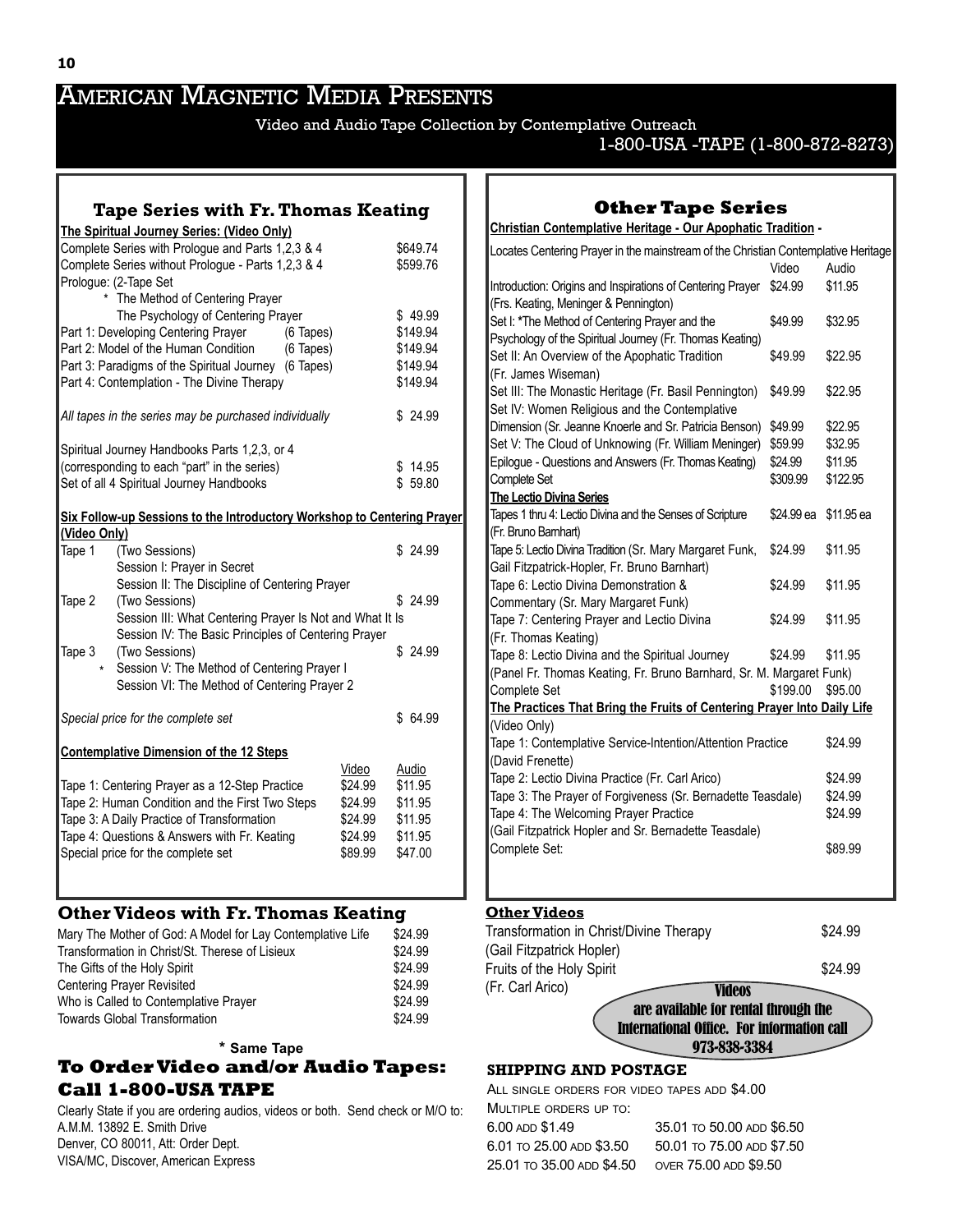# American Magnetic Media Presents

Video and Audio Tape Collection by Contemplative Outreach

1-800-USA -TAPE (1-800-872-8273)

## Tape Series with Fr. Thomas Keating

**The Spiritual Journey Series: (Video Only)**

| | |
|---|---|
| Complete Series with Prologue and Parts 1,2,3 & 4 | $649.74 |
| Complete Series without Prologue - Parts 1,2,3 & 4 | $599.76 |
| Prologue: (2-Tape Set<br>* The Method of Centering Prayer<br>The Psychology of Centering Prayer | $ 49.99 |
| Part 1: Developing Centering Prayer (6 Tapes) | $149.94 |
| Part 2: Model of the Human Condition (6 Tapes) | $149.94 |
| Part 3: Paradigms of the Spiritual Journey (6 Tapes) | $149.94 |
| Part 4: Contemplation - The Divine Therapy | $149.94 |
| *All tapes in the series may be purchased individually* | $ 24.99 |
| Spiritual Journey Handbooks Parts 1,2,3, or 4<br>(corresponding to each "part" in the series) | $ 14.95 |
| Set of all 4 Spiritual Journey Handbooks | $ 59.80 |

**Six Follow-up Sessions to the Introductory Workshop to Centering Prayer (Video Only)**

| | | |
|---|---|---|
| Tape 1 | (Two Sessions)<br>Session I: Prayer in Secret<br>Session II: The Discipline of Centering Prayer | $ 24.99 |
| Tape 2 | (Two Sessions)<br>Session III: What Centering Prayer Is Not and What It Is<br>Session IV: The Basic Principles of Centering Prayer | $ 24.99 |
| Tape 3 | (Two Sessions)<br>* Session V: The Method of Centering Prayer I<br>Session VI: The Method of Centering Prayer 2 | $ 24.99 |
| *Special price for the complete set* | | $ 64.99 |

**Contemplative Dimension of the 12 Steps**

| | Video | Audio |
|---|---|---|
| Tape 1: Centering Prayer as a 12-Step Practice | $24.99 | $11.95 |
| Tape 2: Human Condition and the First Two Steps | $24.99 | $11.95 |
| Tape 3: A Daily Practice of Transformation | $24.99 | $11.95 |
| Tape 4: Questions & Answers with Fr. Keating | $24.99 | $11.95 |
| Special price for the complete set | $89.99 | $47.00 |

## Other Videos with Fr. Thomas Keating

| | |
|---|---|
| Mary The Mother of God: A Model for Lay Contemplative Life | $24.99 |
| Transformation in Christ/St. Therese of Lisieux | $24.99 |
| The Gifts of the Holy Spirit | $24.99 |
| Centering Prayer Revisited | $24.99 |
| Who is Called to Contemplative Prayer | $24.99 |
| Towards Global Transformation | $24.99 |

\* Same Tape

## To Order Video and/or Audio Tapes: Call 1-800-USA TAPE

Clearly State if you are ordering audios, videos or both. Send check or M/O to:
A.M.M. 13892 E. Smith Drive
Denver, CO 80011, Att: Order Dept.
VISA/MC, Discover, American Express

## Other Tape Series

**Christian Contemplative Heritage - Our Apophatic Tradition -**

Locates Centering Prayer in the mainstream of the Christian Contemplative Heritage

| | Video | Audio |
|---|---|---|
| Introduction: Origins and Inspirations of Centering Prayer (Frs. Keating, Meninger & Pennington) | $24.99 | $11.95 |
| Set I: *The Method of Centering Prayer and the Psychology of the Spiritual Journey (Fr. Thomas Keating) | $49.99 | $32.95 |
| Set II: An Overview of the Apophatic Tradition (Fr. James Wiseman) | $49.99 | $22.95 |
| Set III: The Monastic Heritage (Fr. Basil Pennington) | $49.99 | $22.95 |
| Set IV: Women Religious and the Contemplative Dimension (Sr. Jeanne Knoerle and Sr. Patricia Benson) | $49.99 | $22.95 |
| Set V: The Cloud of Unknowing (Fr. William Meninger) | $59.99 | $32.95 |
| Epilogue - Questions and Answers (Fr. Thomas Keating) | $24.99 | $11.95 |
| Complete Set | $309.99 | $122.95 |

**The Lectio Divina Series**

| | Video | Audio |
|---|---|---|
| Tapes 1 thru 4: Lectio Divina and the Senses of Scripture (Fr. Bruno Barnhart) | $24.99 ea | $11.95 ea |
| Tape 5: Lectio Divina Tradition (Sr. Mary Margaret Funk, Gail Fitzpatrick-Hopler, Fr. Bruno Barnhart) | $24.99 | $11.95 |
| Tape 6: Lectio Divina Demonstration & Commentary (Sr. Mary Margaret Funk) | $24.99 | $11.95 |
| Tape 7: Centering Prayer and Lectio Divina (Fr. Thomas Keating) | $24.99 | $11.95 |
| Tape 8: Lectio Divina and the Spiritual Journey (Panel Fr. Thomas Keating, Fr. Bruno Barnhard, Sr. M. Margaret Funk) | $24.99 | $11.95 |
| Complete Set | $199.00 | $95.00 |

**The Practices That Bring the Fruits of Centering Prayer Into Daily Life** (Video Only)

| | |
|---|---|
| Tape 1: Contemplative Service-Intention/Attention Practice (David Frenette) | $24.99 |
| Tape 2: Lectio Divina Practice (Fr. Carl Arico) | $24.99 |
| Tape 3: The Prayer of Forgiveness (Sr. Bernadette Teasdale) | $24.99 |
| Tape 4: The Welcoming Prayer Practice (Gail Fitzpatrick Hopler and Sr. Bernadette Teasdale) | $24.99 |
| Complete Set: | $89.99 |

### Other Videos

| | |
|---|---|
| Transformation in Christ/Divine Therapy (Gail Fitzpatrick Hopler) | $24.99 |
| Fruits of the Holy Spirit (Fr. Carl Arico) | $24.99 |

**Videos are available for rental through the International Office. For information call 973-838-3384**

### Shipping and Postage

All single orders for video tapes add $4.00

Multiple orders up to:

| | |
|---|---|
| 6.00 add $1.49 | 35.01 to 50.00 add $6.50 |
| 6.01 to 25.00 add $3.50 | 50.01 to 75.00 add $7.50 |
| 25.01 to 35.00 add $4.50 | over 75.00 add $9.50 |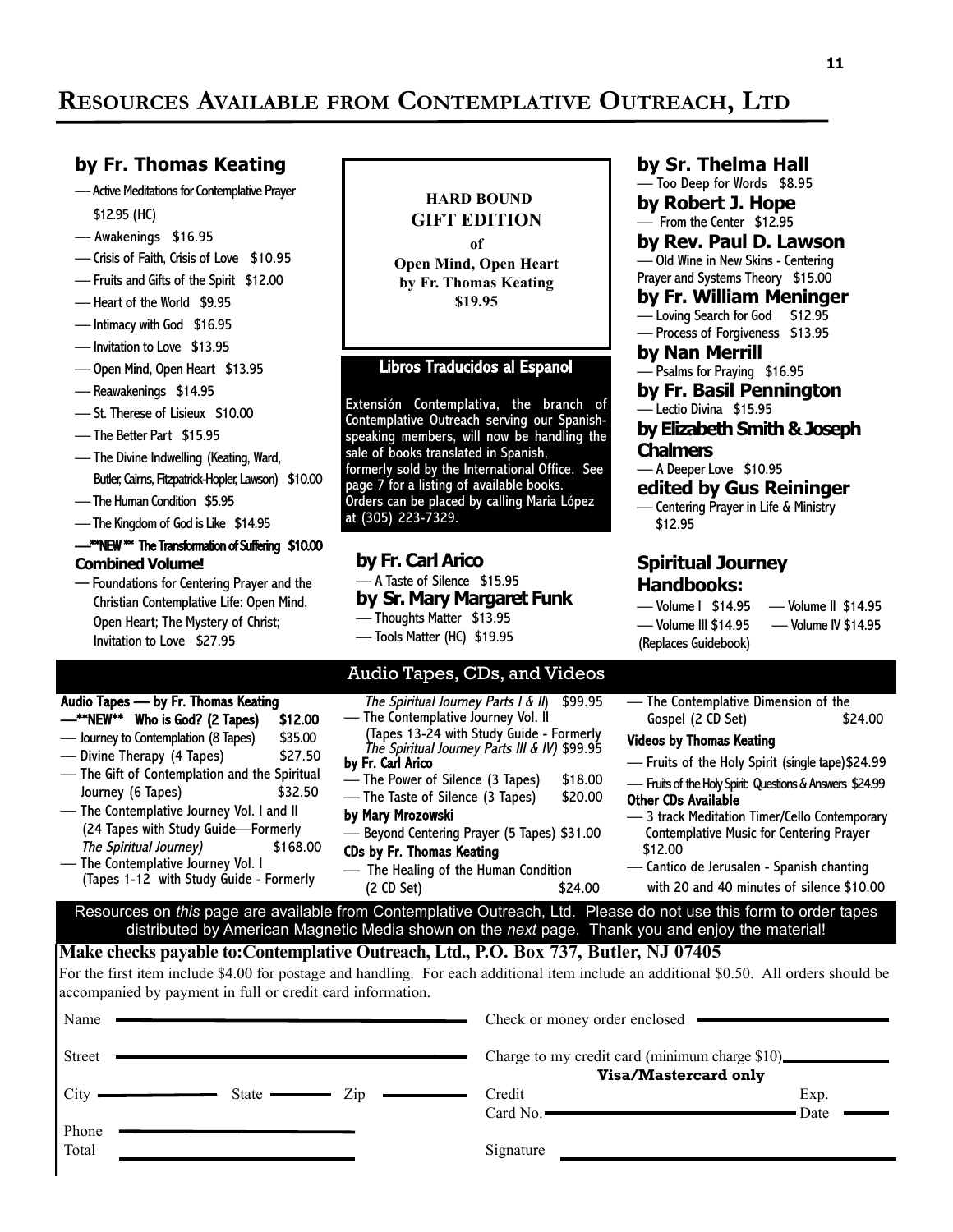# Resources Available from Contemplative Outreach, Ltd

## by Fr. Thomas Keating

- — Active Meditations for Contemplative Prayer $12.95 (HC)
- — Awakenings $16.95
- — Crisis of Faith, Crisis of Love $10.95
- — Fruits and Gifts of the Spirit $12.00
- — Heart of the World $9.95
- — Intimacy with God $16.95
- — Invitation to Love $13.95
- — Open Mind, Open Heart $13.95
- — Reawakenings $14.95
- — St. Therese of Lisieux $10.00
- — The Better Part $15.95
- — The Divine Indwelling (Keating, Ward, Butler, Cairns, Fitzpatrick-Hopler, Lawson) $10.00
- — The Human Condition $5.95
- — The Kingdom of God is Like $14.95
- —**NEW** The Transformation of Suffering $10.00

**Combined Volume!**

- — Foundations for Centering Prayer and the Christian Contemplative Life: Open Mind, Open Heart; The Mystery of Christ; Invitation to Love $27.95

**HARD BOUND GIFT EDITION of Open Mind, Open Heart by Fr. Thomas Keating $19.95**

### Libros Traducidos al Espanol

Extensión Contemplativa, the branch of Contemplative Outreach serving our Spanish-speaking members, will now be handling the sale of books translated in Spanish, formerly sold by the International Office. See page 7 for a listing of available books. Orders can be placed by calling Maria López at (305) 223-7329.

## by Fr. Carl Arico
- — A Taste of Silence $15.95

## by Sr. Mary Margaret Funk
- — Thoughts Matter $13.95
- — Tools Matter (HC) $19.95

## by Sr. Thelma Hall
- — Too Deep for Words $8.95

## by Robert J. Hope
- — From the Center $12.95

## by Rev. Paul D. Lawson
- — Old Wine in New Skins - Centering Prayer and Systems Theory $15.00

## by Fr. William Meninger
- — Loving Search for God $12.95
- — Process of Forgiveness $13.95

## by Nan Merrill
- — Psalms for Praying $16.95

## by Fr. Basil Pennington
- — Lectio Divina $15.95

## by Elizabeth Smith & Joseph Chalmers
- — A Deeper Love $10.95

## edited by Gus Reininger
- — Centering Prayer in Life & Ministry $12.95

## Spiritual Journey Handbooks:
- — Volume I $14.95
- — Volume II $14.95
- — Volume III $14.95
- — Volume IV $14.95

(Replaces Guidebook)

## Audio Tapes, CDs, and Videos

**Audio Tapes — by Fr. Thomas Keating**
- —**NEW** Who is God? (2 Tapes) $12.00
- — Journey to Contemplation (8 Tapes) $35.00
- — Divine Therapy (4 Tapes) $27.50
- — The Gift of Contemplation and the Spiritual Journey (6 Tapes) $32.50
- — The Contemplative Journey Vol. I and II (24 Tapes with Study Guide—Formerly *The Spiritual Journey*) $168.00
- — The Contemplative Journey Vol. I (Tapes 1-12 with Study Guide - Formerly *The Spiritual Journey Parts I & II*) $99.95
- — The Contemplative Journey Vol. II (Tapes 13-24 with Study Guide - Formerly *The Spiritual Journey Parts III & IV*) $99.95

**by Fr. Carl Arico**
- — The Power of Silence (3 Tapes) $18.00
- — The Taste of Silence (3 Tapes) $20.00

**by Mary Mrozowski**
- — Beyond Centering Prayer (5 Tapes) $31.00

**CDs by Fr. Thomas Keating**
- — The Healing of the Human Condition (2 CD Set) $24.00
- — The Contemplative Dimension of the Gospel (2 CD Set) $24.00

**Videos by Thomas Keating**
- — Fruits of the Holy Spirit (single tape) $24.99
- — Fruits of the Holy Spirit: Questions & Answers $24.99

**Other CDs Available**
- — 3 track Meditation Timer/Cello Contemporary Contemplative Music for Centering Prayer $12.00
- — Cantico de Jerusalen - Spanish chanting with 20 and 40 minutes of silence $10.00

Resources on *this* page are available from Contemplative Outreach, Ltd. Please do not use this form to order tapes distributed by American Magnetic Media shown on the *next* page. Thank you and enjoy the material!

**Make checks payable to: Contemplative Outreach, Ltd., P.O. Box 737, Butler, NJ 07405**

For the first item include $4.00 for postage and handling. For each additional item include an additional $0.50. All orders should be accompanied by payment in full or credit card information.

Name ____________________

Street ____________________

City __________ State ______ Zip ______

Phone ____________________

Total ____________________

Check or money order enclosed ____________________

Charge to my credit card (minimum charge $10) ____________________

**Visa/Mastercard only**

Credit Card No. ____________________ Exp. Date ______

Signature ____________________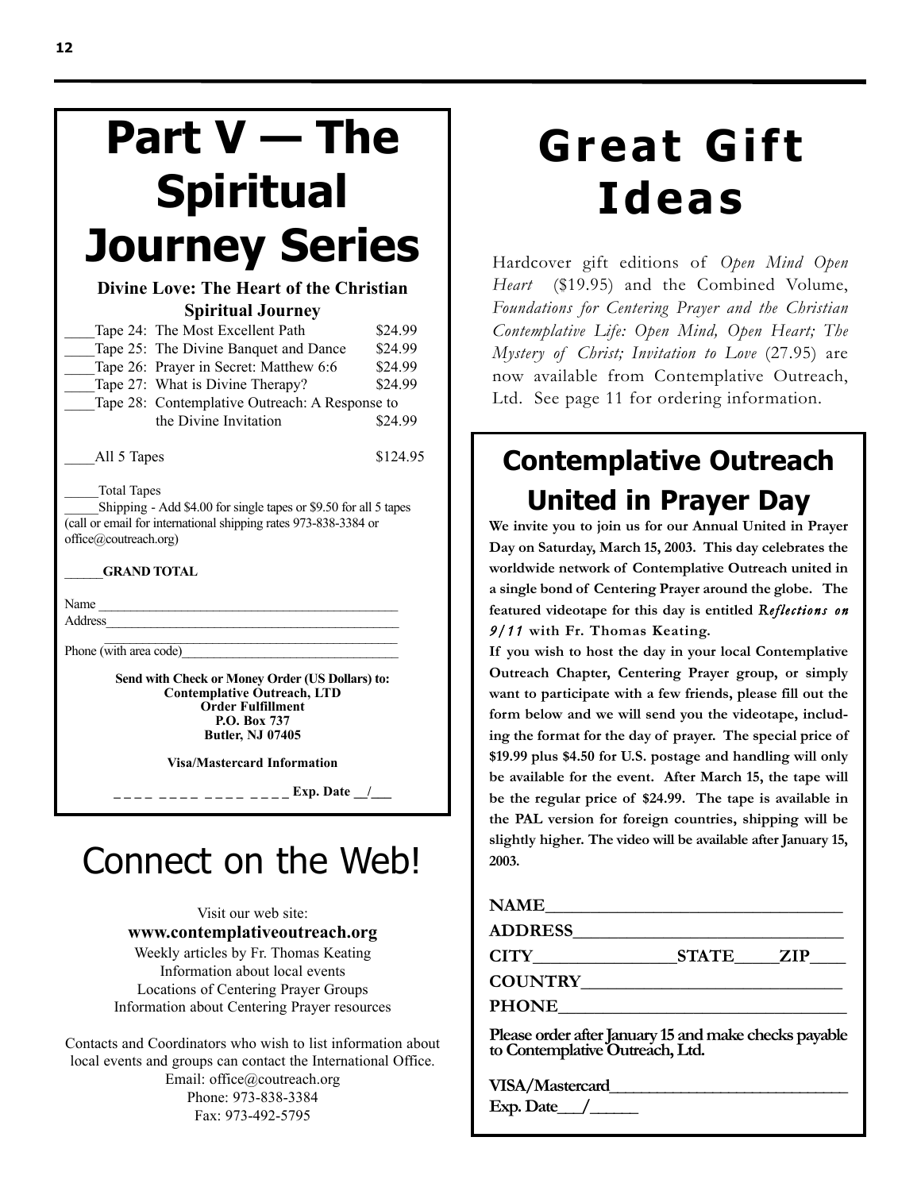# Part V — The Spiritual Journey Series

**Divine Love: The Heart of the Christian Spiritual Journey**

| | |
|---|---|
| ____Tape 24: The Most Excellent Path | $24.99 |
| ____Tape 25: The Divine Banquet and Dance | $24.99 |
| ____Tape 26: Prayer in Secret: Matthew 6:6 | $24.99 |
| ____Tape 27: What is Divine Therapy? | $24.99 |
| ____Tape 28: Contemplative Outreach: A Response to the Divine Invitation | $24.99 |
| ____All 5 Tapes | $124.95 |

_____Total Tapes

_____Shipping - Add $4.00 for single tapes or $9.50 for all 5 tapes (call or email for international shipping rates 973-838-3384 or office@coutreach.org)

**______GRAND TOTAL**

Name ______________________________________________

Address_____________________________________________

______________________________________________

Phone (with area code)________________________________

**Send with Check or Money Order (US Dollars) to:**
**Contemplative Outreach, LTD**
**Order Fulfillment**
**P.O. Box 737**
**Butler, NJ 07405**

**Visa/Mastercard Information**

**_ _ _ _ _ _ _ _ _ _ _ _ _ _ _ _ Exp. Date __/___**

# Connect on the Web!

Visit our web site:

**www.contemplativeoutreach.org**

Weekly articles by Fr. Thomas Keating
Information about local events
Locations of Centering Prayer Groups
Information about Centering Prayer resources

Contacts and Coordinators who wish to list information about local events and groups can contact the International Office.
Email: office@coutreach.org
Phone: 973-838-3384
Fax: 973-492-5795

# Great Gift Ideas

Hardcover gift editions of *Open Mind Open Heart* ($19.95) and the Combined Volume, *Foundations for Centering Prayer and the Christian Contemplative Life: Open Mind, Open Heart; The Mystery of Christ; Invitation to Love* (27.95) are now available from Contemplative Outreach, Ltd. See page 11 for ordering information.

## Contemplative Outreach United in Prayer Day

**We invite you to join us for our Annual United in Prayer Day on Saturday, March 15, 2003. This day celebrates the worldwide network of Contemplative Outreach united in a single bond of Centering Prayer around the globe. The featured videotape for this day is entitled *Reflections on 9/11* with Fr. Thomas Keating.**

**If you wish to host the day in your local Contemplative Outreach Chapter, Centering Prayer group, or simply want to participate with a few friends, please fill out the form below and we will send you the videotape, including the format for the day of prayer. The special price of $19.99 plus $4.50 for U.S. postage and handling will only be available for the event. After March 15, the tape will be the regular price of $24.99. The tape is available in the PAL version for foreign countries, shipping will be slightly higher. The video will be available after January 15, 2003.**

**NAME__________________________________**

**ADDRESS_______________________________**

**CITY________________STATE_____ZIP____**

**COUNTRY_______________________________**

**PHONE_________________________________**

**Please order after January 15 and make checks payable to Contemplative Outreach, Ltd.**

**VISA/Mastercard____________________________**

**Exp. Date___/_____**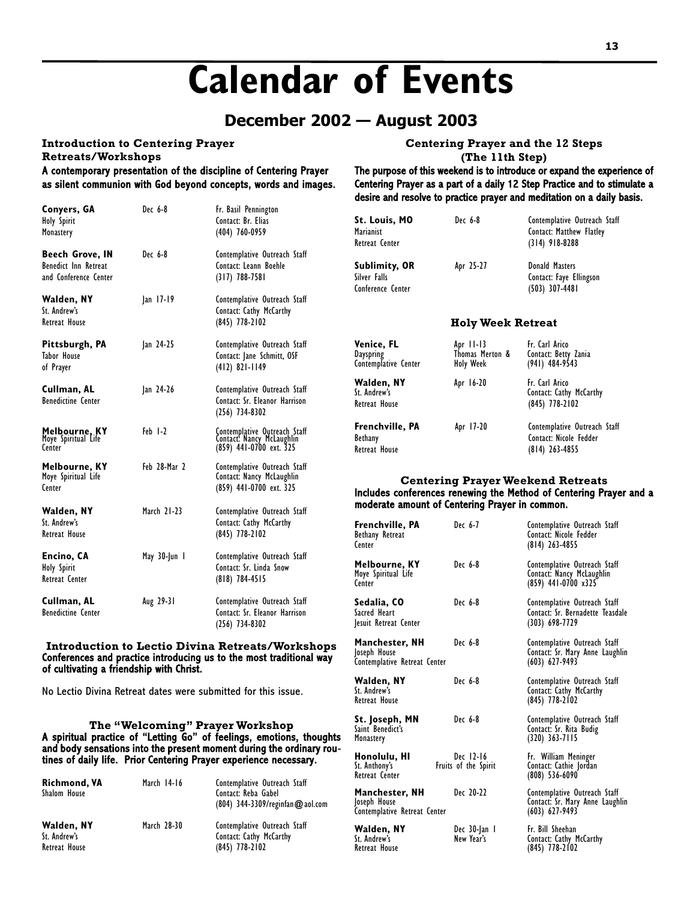# Calendar of Events

## December 2002 — August 2003

### Introduction to Centering Prayer Retreats/Workshops

**A contemporary presentation of the discipline of Centering Prayer as silent communion with God beyond concepts, words and images.**

| Location | Dates | Details |
|---|---|---|
| **Conyers, GA** Holy Spirit Monastery | Dec 6-8 | Fr. Basil Pennington Contact: Br. Elias (404) 760-0959 |
| **Beech Grove, IN** Benedict Inn Retreat and Conference Center | Dec 6-8 | Contemplative Outreach Staff Contact: Leann Boehle (317) 788-7581 |
| **Walden, NY** St. Andrew's Retreat House | Jan 17-19 | Contemplative Outreach Staff Contact: Cathy McCarthy (845) 778-2102 |
| **Pittsburgh, PA** Tabor House of Prayer | Jan 24-25 | Contemplative Outreach Staff Contact: Jane Schmitt, OSF (412) 821-1149 |
| **Cullman, AL** Benedictine Center | Jan 24-26 | Contemplative Outreach Staff Contact: Sr. Eleanor Harrison (256) 734-8302 |
| **Melbourne, KY** Moye Spiritual Life Center | Feb 1-2 | Contemplative Outreach Staff Contact: Nancy McLaughlin (859) 441-0700 ext. 325 |
| **Melbourne, KY** Moye Spiritual Life Center | Feb 28-Mar 2 | Contemplative Outreach Staff Contact: Nancy McLaughlin (859) 441-0700 ext. 325 |
| **Walden, NY** St. Andrew's Retreat House | March 21-23 | Contemplative Outreach Staff Contact: Cathy McCarthy (845) 778-2102 |
| **Encino, CA** Holy Spirit Retreat Center | May 30-Jun 1 | Contemplative Outreach Staff Contact: Sr. Linda Snow (818) 784-4515 |
| **Cullman, AL** Benedictine Center | Aug 29-31 | Contemplative Outreach Staff Contact: Sr. Eleanor Harrison (256) 734-8302 |

### Introduction to Lectio Divina Retreats/Workshops

**Conferences and practice introducing us to the most traditional way of cultivating a friendship with Christ.**

No Lectio Divina Retreat dates were submitted for this issue.

### The "Welcoming" Prayer Workshop

**A spiritual practice of "Letting Go" of feelings, emotions, thoughts and body sensations into the present moment during the ordinary routines of daily life. Prior Centering Prayer experience necessary.**

| Location | Dates | Details |
|---|---|---|
| **Richmond, VA** Shalom House | March 14-16 | Contemplative Outreach Staff Contact: Reba Gabel (804) 344-3309/reginfan@aol.com |
| **Walden, NY** St. Andrew's Retreat House | March 28-30 | Contemplative Outreach Staff Contact: Cathy McCarthy (845) 778-2102 |

### Centering Prayer and the 12 Steps (The 11th Step)

**The purpose of this weekend is to introduce or expand the experience of Centering Prayer as a part of a daily 12 Step Practice and to stimulate a desire and resolve to practice prayer and meditation on a daily basis.**

| Location | Dates | Details |
|---|---|---|
| **St. Louis, MO** Marianist Retreat Center | Dec 6-8 | Contemplative Outreach Staff Contact: Matthew Flatley (314) 918-8288 |
| **Sublimity, OR** Silver Falls Conference Center | Apr 25-27 | Donald Masters Contact: Faye Ellingson (503) 307-4481 |

### Holy Week Retreat

| Location | Dates | Details |
|---|---|---|
| **Venice, FL** Dayspring Contemplative Center | Apr 11-13 Thomas Merton & Holy Week | Fr. Carl Arico Contact: Betty Zania (941) 484-9543 |
| **Walden, NY** St. Andrew's Retreat House | Apr 16-20 | Fr. Carl Arico Contact: Cathy McCarthy (845) 778-2102 |
| **Frenchville, PA** Bethany Retreat House | Apr 17-20 | Contemplative Outreach Staff Contact: Nicole Fedder (814) 263-4855 |

### Centering Prayer Weekend Retreats

**Includes conferences renewing the Method of Centering Prayer and a moderate amount of Centering Prayer in common.**

| Location | Dates | Details |
|---|---|---|
| **Frenchville, PA** Bethany Retreat Center | Dec 6-7 | Contemplative Outreach Staff Contact: Nicole Fedder (814) 263-4855 |
| **Melbourne, KY** Moye Spiritual Life Center | Dec 6-8 | Contemplative Outreach Staff Contact: Nancy McLaughlin (859) 441-0700 x325 |
| **Sedalia, CO** Sacred Heart Jesuit Retreat Center | Dec 6-8 | Contemplative Outreach Staff Contact: Sr. Bernadette Teasdale (303) 698-7729 |
| **Manchester, NH** Joseph House Contemplative Retreat Center | Dec 6-8 | Contemplative Outreach Staff Contact: Sr. Mary Anne Laughlin (603) 627-9493 |
| **Walden, NY** St. Andrew's Retreat House | Dec 6-8 | Contemplative Outreach Staff Contact: Cathy McCarthy (845) 778-2102 |
| **St. Joseph, MN** Saint Benedict's Monastery | Dec 6-8 | Contemplative Outreach Staff Contact: Sr. Rita Budig (320) 363-7115 |
| **Honolulu, HI** St. Anthony's Retreat Center | Dec 12-16 Fruits of the Spirit | Fr. William Meninger Contact: Cathie Jordan (808) 536-6090 |
| **Manchester, NH** Joseph House Contemplative Retreat Center | Dec 20-22 | Contemplative Outreach Staff Contact: Sr. Mary Anne Laughlin (603) 627-9493 |
| **Walden, NY** St. Andrew's Retreat House | Dec 30-Jan 1 New Year's | Fr. Bill Sheehan Contact: Cathy McCarthy (845) 778-2102 |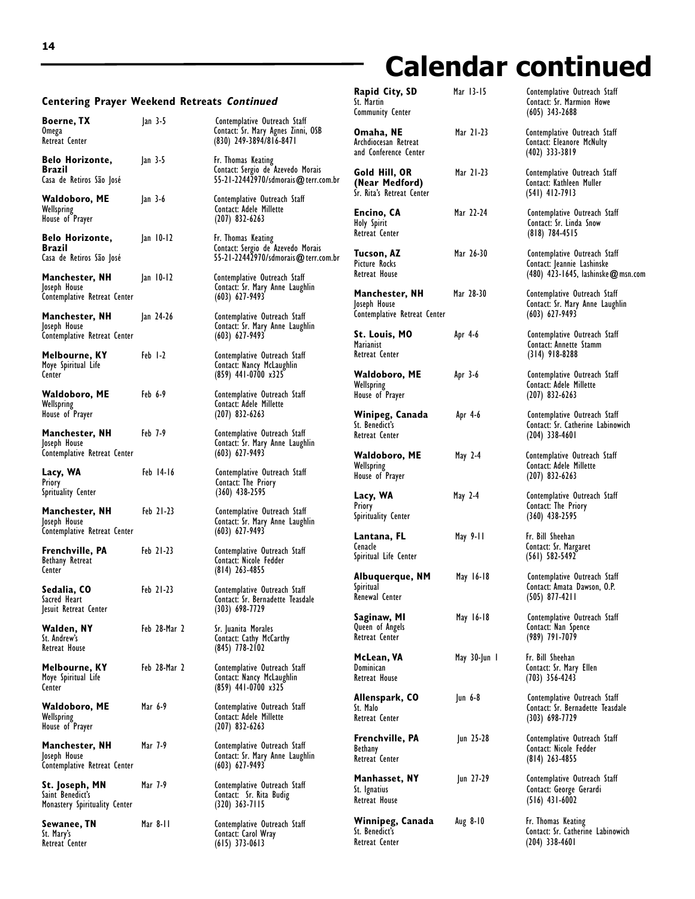# Calendar continued

### Centering Prayer Weekend Retreats *Continued*

| Location | Dates | Leader / Contact |
|---|---|---|
| **Boerne, TX** Omega Retreat Center | Jan 3-5 | Contemplative Outreach Staff Contact: Sr. Mary Agnes Zinni, OSB (830) 249-3894/816-8471 |
| **Belo Horizonte, Brazil** Casa de Retiros São José | Jan 3-5 | Fr. Thomas Keating Contact: Sergio de Azevedo Morais 55-21-22442970/sdmorais@terr.com.br |
| **Waldoboro, ME** Wellspring House of Prayer | Jan 3-6 | Contemplative Outreach Staff Contact: Adele Millette (207) 832-6263 |
| **Belo Horizonte, Brazil** Casa de Retiros São José | Jan 10-12 | Fr. Thomas Keating Contact: Sergio de Azevedo Morais 55-21-22442970/sdmorais@terr.com.br |
| **Manchester, NH** Joseph House Contemplative Retreat Center | Jan 10-12 | Contemplative Outreach Staff Contact: Sr. Mary Anne Laughlin (603) 627-9493 |
| **Manchester, NH** Joseph House Contemplative Retreat Center | Jan 24-26 | Contemplative Outreach Staff Contact: Sr. Mary Anne Laughlin (603) 627-9493 |
| **Melbourne, KY** Moye Spiritual Life Center | Feb 1-2 | Contemplative Outreach Staff Contact: Nancy McLaughlin (859) 441-0700 x325 |
| **Waldoboro, ME** Wellspring House of Prayer | Feb 6-9 | Contemplative Outreach Staff Contact: Adele Millette (207) 832-6263 |
| **Manchester, NH** Joseph House Contemplative Retreat Center | Feb 7-9 | Contemplative Outreach Staff Contact: Sr. Mary Anne Laughlin (603) 627-9493 |
| **Lacy, WA** Priory Spritualty Center | Feb 14-16 | Contemplative Outreach Staff Contact: The Priory (360) 438-2595 |
| **Manchester, NH** Joseph House Contemplative Retreat Center | Feb 21-23 | Contemplative Outreach Staff Contact: Sr. Mary Anne Laughlin (603) 627-9493 |
| **Frenchville, PA** Bethany Retreat Center | Feb 21-23 | Contemplative Outreach Staff Contact: Nicole Fedder (814) 263-4855 |
| **Sedalia, CO** Sacred Heart Jesuit Retreat Center | Feb 21-23 | Contemplative Outreach Staff Contact: Sr. Bernadette Teasdale (303) 698-7729 |
| **Walden, NY** St. Andrew's Retreat House | Feb 28-Mar 2 | Sr. Juanita Morales Contact: Cathy McCarthy (845) 778-2102 |
| **Melbourne, KY** Moye Spiritual Life Center | Feb 28-Mar 2 | Contemplative Outreach Staff Contact: Nancy McLaughlin (859) 441-0700 x325 |
| **Waldoboro, ME** Wellspring House of Prayer | Mar 6-9 | Contemplative Outreach Staff Contact: Adele Millette (207) 832-6263 |
| **Manchester, NH** Joseph House Contemplative Retreat Center | Mar 7-9 | Contemplative Outreach Staff Contact: Sr. Mary Anne Laughlin (603) 627-9493 |
| **St. Joseph, MN** Saint Benedict's Monastery Spirituality Center | Mar 7-9 | Contemplative Outreach Staff Contact: Sr. Rita Budig (320) 363-7115 |
| **Sewanee, TN** St. Mary's Retreat Center | Mar 8-11 | Contemplative Outreach Staff Contact: Carol Wray (615) 373-0613 |
| **Rapid City, SD** St. Martin Community Center | Mar 13-15 | Contemplative Outreach Staff Contact: Sr. Marmion Howe (605) 343-2688 |
| **Omaha, NE** Archdiocesan Retreat and Conference Center | Mar 21-23 | Contemplative Outreach Staff Contact: Eleanore McNulty (402) 333-3819 |
| **Gold Hill, OR (Near Medford)** Sr. Rita's Retreat Center | Mar 21-23 | Contemplative Outreach Staff Contact: Kathleen Muller (541) 412-7913 |
| **Encino, CA** Holy Spirit Retreat Center | Mar 22-24 | Contemplative Outreach Staff Contact: Sr. Linda Snow (818) 784-4515 |
| **Tucson, AZ** Picture Rocks Retreat House | Mar 26-30 | Contemplative Outreach Staff Contact: Jeannie Lashinske (480) 423-1645, lashinske@msn.com |
| **Manchester, NH** Joseph House Contemplative Retreat Center | Mar 28-30 | Contemplative Outreach Staff Contact: Sr. Mary Anne Laughlin (603) 627-9493 |
| **St. Louis, MO** Marianist Retreat Center | Apr 4-6 | Contemplative Outreach Staff Contact: Annette Stamm (314) 918-8288 |
| **Waldoboro, ME** Wellspring House of Prayer | Apr 3-6 | Contemplative Outreach Staff Contact: Adele Millette (207) 832-6263 |
| **Winipeg, Canada** St. Benedict's Retreat Center | Apr 4-6 | Contemplative Outreach Staff Contact: Sr. Catherine Labinowich (204) 338-4601 |
| **Waldoboro, ME** Wellspring House of Prayer | May 2-4 | Contemplative Outreach Staff Contact: Adele Millette (207) 832-6263 |
| **Lacy, WA** Priory Spirituality Center | May 2-4 | Contemplative Outreach Staff Contact: The Priory (360) 438-2595 |
| **Lantana, FL** Cenacle Spiritual Life Center | May 9-11 | Fr. Bill Sheehan Contact: Sr. Margaret (561) 582-5492 |
| **Albuquerque, NM** Spiritual Renewal Center | May 16-18 | Contemplative Outreach Staff Contact: Amata Dawson, O.P. (505) 877-4211 |
| **Saginaw, MI** Queen of Angels Retreat Center | May 16-18 | Contemplative Outreach Staff Contact: Nan Spence (989) 791-7079 |
| **McLean, VA** Dominican Retreat House | May 30-Jun 1 | Fr. Bill Sheehan Contact: Sr. Mary Ellen (703) 356-4243 |
| **Allenspark, CO** St. Malo Retreat Center | Jun 6-8 | Contemplative Outreach Staff Contact: Sr. Bernadette Teasdale (303) 698-7729 |
| **Frenchville, PA** Bethany Retreat Center | Jun 25-28 | Contemplative Outreach Staff Contact: Nicole Fedder (814) 263-4855 |
| **Manhasset, NY** St. Ignatius Retreat House | Jun 27-29 | Contemplative Outreach Staff Contact: George Gerardi (516) 431-6002 |
| **Winnipeg, Canada** St. Benedict's Retreat Center | Aug 8-10 | Fr. Thomas Keating Contact: Sr. Catherine Labinowich (204) 338-4601 |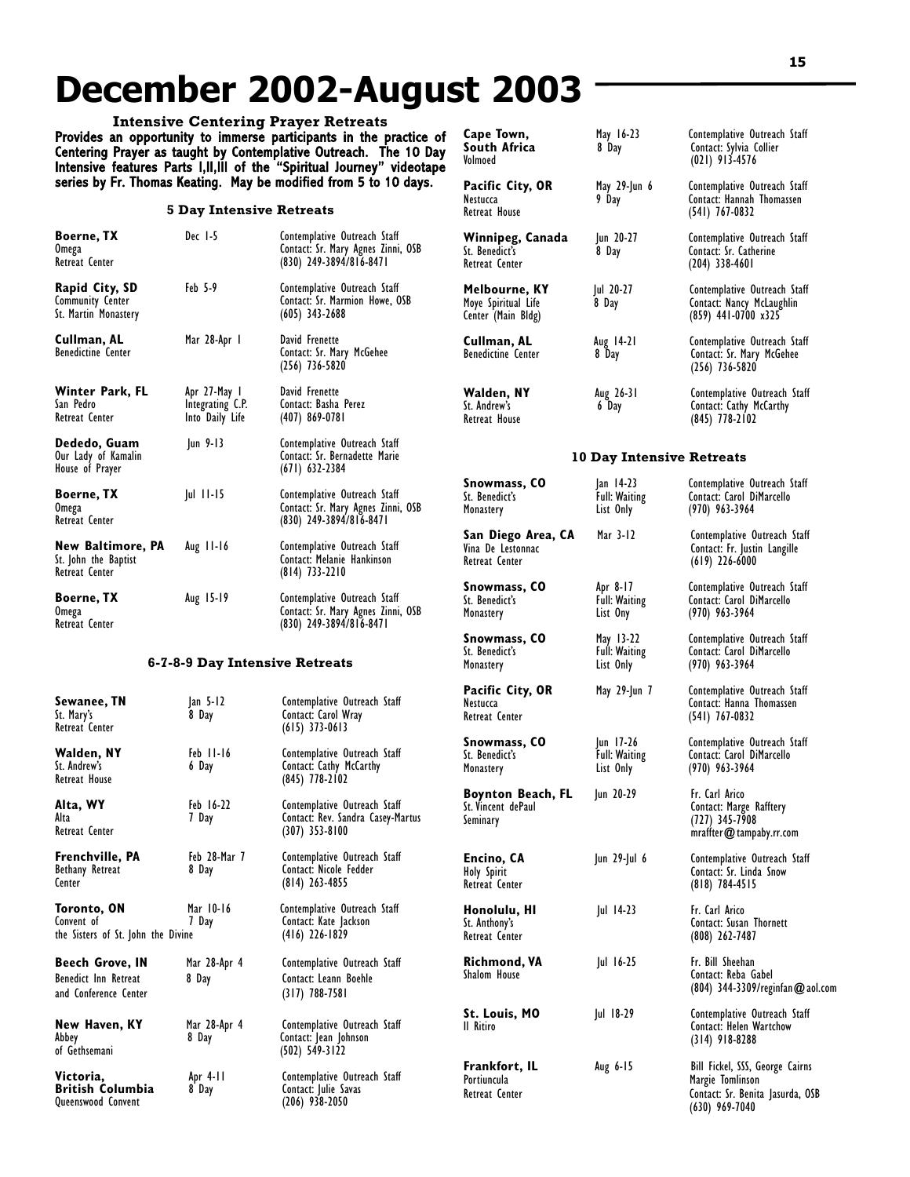# December 2002-August 2003

### Intensive Centering Prayer Retreats

**Provides an opportunity to immerse participants in the practice of Centering Prayer as taught by Contemplative Outreach. The 10 Day Intensive features Parts I,II,III of the "Spiritual Journey" videotape series by Fr. Thomas Keating. May be modified from 5 to 10 days.**

### 5 Day Intensive Retreats

| Location | Dates | Presenter / Contact |
|---|---|---|
| **Boerne, TX** Omega Retreat Center | Dec 1-5 | Contemplative Outreach Staff; Contact: Sr. Mary Agnes Zinni, OSB (830) 249-3894/816-8471 |
| **Rapid City, SD** Community Center St. Martin Monastery | Feb 5-9 | Contemplative Outreach Staff; Contact: Sr. Marmion Howe, OSB (605) 343-2688 |
| **Cullman, AL** Benedictine Center | Mar 28-Apr 1 | David Frenette; Contact: Sr. Mary McGehee (256) 736-5820 |
| **Winter Park, FL** San Pedro Retreat Center | Apr 27-May 1 Integrating C.P. Into Daily Life | David Frenette; Contact: Basha Perez (407) 869-0781 |
| **Dededo, Guam** Our Lady of Kamalin House of Prayer | Jun 9-13 | Contemplative Outreach Staff; Contact: Sr. Bernadette Marie (671) 632-2384 |
| **Boerne, TX** Omega Retreat Center | Jul 11-15 | Contemplative Outreach Staff; Contact: Sr. Mary Agnes Zinni, OSB (830) 249-3894/816-8471 |
| **New Baltimore, PA** St. John the Baptist Retreat Center | Aug 11-16 | Contemplative Outreach Staff; Contact: Melanie Hankinson (814) 733-2210 |
| **Boerne, TX** Omega Retreat Center | Aug 15-19 | Contemplative Outreach Staff; Contact: Sr. Mary Agnes Zinni, OSB (830) 249-3894/816-8471 |

### 6-7-8-9 Day Intensive Retreats

| Location | Dates | Presenter / Contact |
|---|---|---|
| **Sewanee, TN** St. Mary's Retreat Center | Jan 5-12 8 Day | Contemplative Outreach Staff; Contact: Carol Wray (615) 373-0613 |
| **Walden, NY** St. Andrew's Retreat House | Feb 11-16 6 Day | Contemplative Outreach Staff; Contact: Cathy McCarthy (845) 778-2102 |
| **Alta, WY** Alta Retreat Center | Feb 16-22 7 Day | Contemplative Outreach Staff; Contact: Rev. Sandra Casey-Martus (307) 353-8100 |
| **Frenchville, PA** Bethany Retreat Center | Feb 28-Mar 7 8 Day | Contemplative Outreach Staff; Contact: Nicole Fedder (814) 263-4855 |
| **Toronto, ON** Convent of the Sisters of St. John the Divine | Mar 10-16 7 Day | Contemplative Outreach Staff; Contact: Kate Jackson (416) 226-1829 |
| **Beech Grove, IN** Benedict Inn Retreat and Conference Center | Mar 28-Apr 4 8 Day | Contemplative Outreach Staff; Contact: Leann Boehle (317) 788-7581 |
| **New Haven, KY** Abbey of Gethsemani | Mar 28-Apr 4 8 Day | Contemplative Outreach Staff; Contact: Jean Johnson (502) 549-3122 |
| **Victoria, British Columbia** Queenswood Convent | Apr 4-11 8 Day | Contemplative Outreach Staff; Contact: Julie Savas (206) 938-2050 |
| **Cape Town, South Africa** Volmoed | May 16-23 8 Day | Contemplative Outreach Staff; Contact: Sylvia Collier (021) 913-4576 |
| **Pacific City, OR** Nestucca Retreat House | May 29-Jun 6 9 Day | Contemplative Outreach Staff; Contact: Hannah Thomassen (541) 767-0832 |
| **Winnipeg, Canada** St. Benedict's Retreat Center | Jun 20-27 8 Day | Contemplative Outreach Staff; Contact: Sr. Catherine (204) 338-4601 |
| **Melbourne, KY** Moye Spiritual Life Center (Main Bldg) | Jul 20-27 8 Day | Contemplative Outreach Staff; Contact: Nancy McLaughlin (859) 441-0700 x325 |
| **Cullman, AL** Benedictine Center | Aug 14-21 8 Day | Contemplative Outreach Staff; Contact: Sr. Mary McGehee (256) 736-5820 |
| **Walden, NY** St. Andrew's Retreat House | Aug 26-31 6 Day | Contemplative Outreach Staff; Contact: Cathy McCarthy (845) 778-2102 |

### 10 Day Intensive Retreats

| Location | Dates | Presenter / Contact |
|---|---|---|
| **Snowmass, CO** St. Benedict's Monastery | Jan 14-23 Full: Waiting List Only | Contemplative Outreach Staff; Contact: Carol DiMarcello (970) 963-3964 |
| **San Diego Area, CA** Vina De Lestonnac Retreat Center | Mar 3-12 | Contemplative Outreach Staff; Contact: Fr. Justin Langille (619) 226-6000 |
| **Snowmass, CO** St. Benedict's Monastery | Apr 8-17 Full: Waiting List Ony | Contemplative Outreach Staff; Contact: Carol DiMarcello (970) 963-3964 |
| **Snowmass, CO** St. Benedict's Monastery | May 13-22 Full: Waiting List Only | Contemplative Outreach Staff; Contact: Carol DiMarcello (970) 963-3964 |
| **Pacific City, OR** Nestucca Retreat Center | May 29-Jun 7 | Contemplative Outreach Staff; Contact: Hanna Thomassen (541) 767-0832 |
| **Snowmass, CO** St. Benedict's Monastery | Jun 17-26 Full: Waiting List Only | Contemplative Outreach Staff; Contact: Carol DiMarcello (970) 963-3964 |
| **Boynton Beach, FL** St. Vincent dePaul Seminary | Jun 20-29 | Fr. Carl Arico; Contact: Marge Rafftery (727) 345-7908 mraffter@tampaby.rr.com |
| **Encino, CA** Holy Spirit Retreat Center | Jun 29-Jul 6 | Contemplative Outreach Staff; Contact: Sr. Linda Snow (818) 784-4515 |
| **Honolulu, HI** St. Anthony's Retreat Center | Jul 14-23 | Fr. Carl Arico; Contact: Susan Thornett (808) 262-7487 |
| **Richmond, VA** Shalom House | Jul 16-25 | Fr. Bill Sheehan; Contact: Reba Gabel (804) 344-3309/reginfan@aol.com |
| **St. Louis, MO** Il Ritiro | Jul 18-29 | Contemplative Outreach Staff; Contact: Helen Wartchow (314) 918-8288 |
| **Frankfort, IL** Portiuncula Retreat Center | Aug 6-15 | Bill Fickel, SSS, George Cairns, Margie Tomlinson; Contact: Sr. Benita Jasurda, OSB (630) 969-7040 |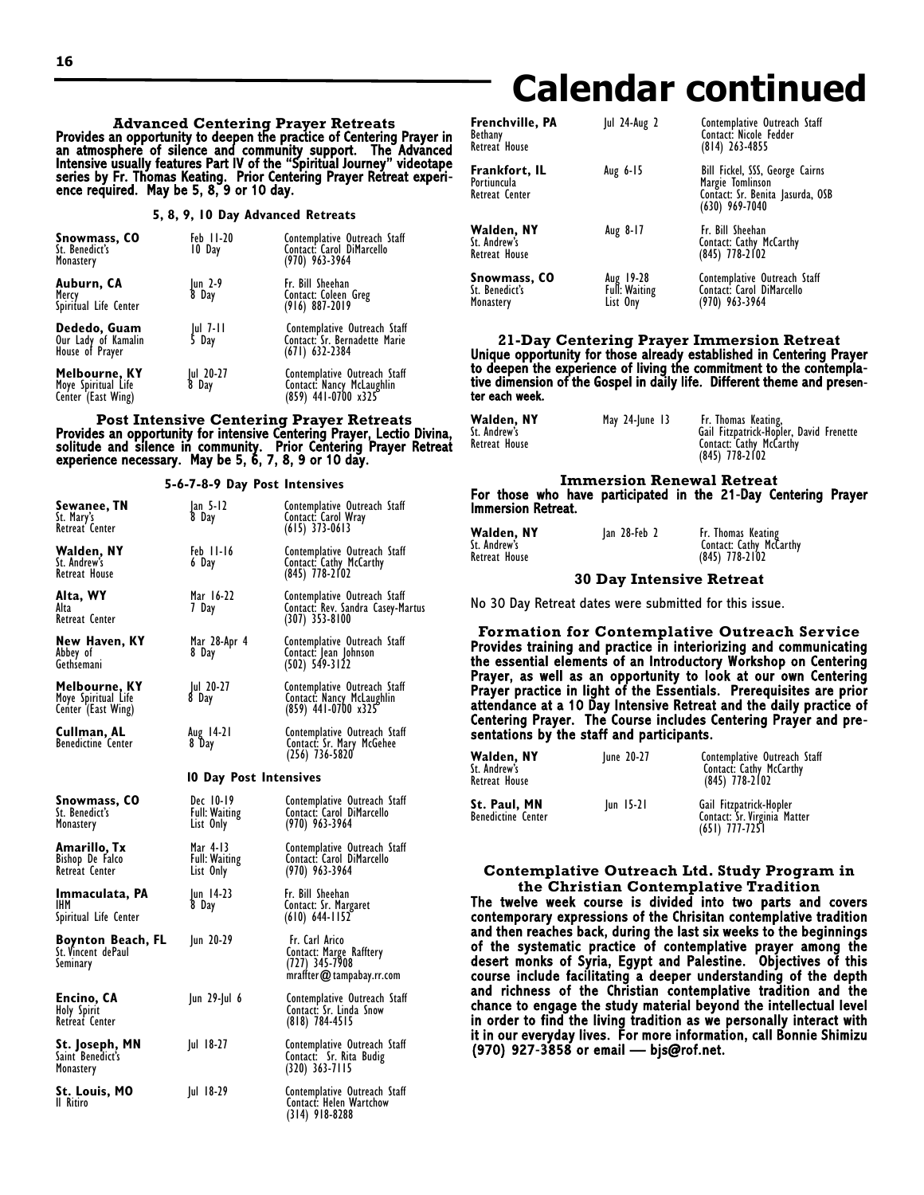# Calendar continued

### Advanced Centering Prayer Retreats

**Provides an opportunity to deepen the practice of Centering Prayer in an atmosphere of silence and community support. The Advanced Intensive usually features Part IV of the "Spiritual Journey" videotape series by Fr. Thomas Keating. Prior Centering Prayer Retreat experience required. May be 5, 8, 9 or 10 day.**

#### 5, 8, 9, 10 Day Advanced Retreats

| Location | Dates | Details |
|---|---|---|
| **Snowmass, CO** St. Benedict's Monastery | Feb 11-20 10 Day | Contemplative Outreach Staff Contact: Carol DiMarcello (970) 963-3964 |
| **Auburn, CA** Mercy Spiritual Life Center | Jun 2-9 8 Day | Fr. Bill Sheehan Contact: Coleen Greg (916) 887-2019 |
| **Dededo, Guam** Our Lady of Kamalin House of Prayer | Jul 7-11 5 Day | Contemplative Outreach Staff Contact: Sr. Bernadette Marie (671) 632-2384 |
| **Melbourne, KY** Moye Spiritual Life Center (East Wing) | Jul 20-27 8 Day | Contemplative Outreach Staff Contact: Nancy McLaughlin (859) 441-0700 x325 |

### Post Intensive Centering Prayer Retreats

**Provides an opportunity for intensive Centering Prayer, Lectio Divina, solitude and silence in community. Prior Centering Prayer Retreat experience necessary. May be 5, 6, 7, 8, 9 or 10 day.**

#### 5-6-7-8-9 Day Post Intensives

| Location | Dates | Details |
|---|---|---|
| **Sewanee, TN** St. Mary's Retreat Center | Jan 5-12 8 Day | Contemplative Outreach Staff Contact: Carol Wray (615) 373-0613 |
| **Walden, NY** St. Andrew's Retreat House | Feb 11-16 6 Day | Contemplative Outreach Staff Contact: Cathy McCarthy (845) 778-2102 |
| **Alta, WY** Alta Retreat Center | Mar 16-22 7 Day | Contemplative Outreach Staff Contact: Rev. Sandra Casey-Martus (307) 353-8100 |
| **New Haven, KY** Abbey of Gethsemani | Mar 28-Apr 4 8 Day | Contemplative Outreach Staff Contact: Jean Johnson (502) 549-3122 |
| **Melbourne, KY** Moye Spiritual Life Center (East Wing) | Jul 20-27 8 Day | Contemplative Outreach Staff Contact: Nancy McLaughlin (859) 441-0700 x325 |
| **Cullman, AL** Benedictine Center | Aug 14-21 8 Day | Contemplative Outreach Staff Contact: Sr. Mary McGehee (256) 736-5820 |

#### 10 Day Post Intensives

| Location | Dates | Details |
|---|---|---|
| **Snowmass, CO** St. Benedict's Monastery | Dec 10-19 Full: Waiting List Only | Contemplative Outreach Staff Contact: Carol DiMarcello (970) 963-3964 |
| **Amarillo, Tx** Bishop De Falco Retreat Center | Mar 4-13 Full: Waiting List Only | Contemplative Outreach Staff Contact: Carol DiMarcello (970) 963-3964 |
| **Immaculata, PA** IHM Spiritual Life Center | Jun 14-23 8 Day | Fr. Bill Sheehan Contact: Sr. Margaret (610) 644-1152 |
| **Boynton Beach, FL** St. Vincent dePaul Seminary | Jun 20-29 | Fr. Carl Arico Contact: Marge Rafftery (727) 345-7908 mraffter@tampabay.rr.com |
| **Encino, CA** Holy Spirit Retreat Center | Jun 29-Jul 6 | Contemplative Outreach Staff Contact: Sr. Linda Snow (818) 784-4515 |
| **St. Joseph, MN** Saint Benedict's Monastery | Jul 18-27 | Contemplative Outreach Staff Contact: Sr. Rita Budig (320) 363-7115 |
| **St. Louis, MO** Il Ritiro | Jul 18-29 | Contemplative Outreach Staff Contact: Helen Wartchow (314) 918-8288 |
| **Frenchville, PA** Bethany Retreat House | Jul 24-Aug 2 | Contemplative Outreach Staff Contact: Nicole Fedder (814) 263-4855 |
| **Frankfort, IL** Portiuncula Retreat Center | Aug 6-15 | Bill Fickel, SSS, George Cairns Margie Tomlinson Contact: Sr. Benita Jasurda, OSB (630) 969-7040 |
| **Walden, NY** St. Andrew's Retreat House | Aug 8-17 | Fr. Bill Sheehan Contact: Cathy McCarthy (845) 778-2102 |
| **Snowmass, CO** St. Benedict's Monastery | Aug 19-28 Full: Waiting List Ony | Contemplative Outreach Staff Contact: Carol DiMarcello (970) 963-3964 |

### 21-Day Centering Prayer Immersion Retreat

**Unique opportunity for those already established in Centering Prayer to deepen the experience of living the commitment to the contemplative dimension of the Gospel in daily life. Different theme and presenter each week.**

| Location | Dates | Details |
|---|---|---|
| **Walden, NY** St. Andrew's Retreat House | May 24-June 13 | Fr. Thomas Keating, Gail Fitzpatrick-Hopler, David Frenette Contact: Cathy McCarthy (845) 778-2102 |

### Immersion Renewal Retreat

**For those who have participated in the 21-Day Centering Prayer Immersion Retreat.**

| Location | Dates | Details |
|---|---|---|
| **Walden, NY** St. Andrew's Retreat House | Jan 28-Feb 2 | Fr. Thomas Keating Contact: Cathy McCarthy (845) 778-2102 |

#### 30 Day Intensive Retreat

No 30 Day Retreat dates were submitted for this issue.

### Formation for Contemplative Outreach Service

**Provides training and practice in interiorizing and communicating the essential elements of an Introductory Workshop on Centering Prayer, as well as an opportunity to look at our own Centering Prayer practice in light of the Essentials. Prerequisites are prior attendance at a 10 Day Intensive Retreat and the daily practice of Centering Prayer. The Course includes Centering Prayer and presentations by the staff and participants.**

| Location | Dates | Details |
|---|---|---|
| **Walden, NY** St. Andrew's Retreat House | June 20-27 | Contemplative Outreach Staff Contact: Cathy McCarthy (845) 778-2102 |
| **St. Paul, MN** Benedictine Center | Jun 15-21 | Gail Fitzpatrick-Hopler Contact: Sr. Virginia Matter (651) 777-7251 |

### Contemplative Outreach Ltd. Study Program in the Christian Contemplative Tradition

**The twelve week course is divided into two parts and covers contemporary expressions of the Chrisitan contemplative tradition and then reaches back, during the last six weeks to the beginnings of the systematic practice of contemplative prayer among the desert monks of Syria, Egypt and Palestine. Objectives of this course include facilitating a deeper understanding of the depth and richness of the Christian contemplative tradition and the chance to engage the study material beyond the intellectual level in order to find the living tradition as we personally interact with it in our everyday lives. For more information, call Bonnie Shimizu (970) 927-3858 or email — bjs@rof.net.**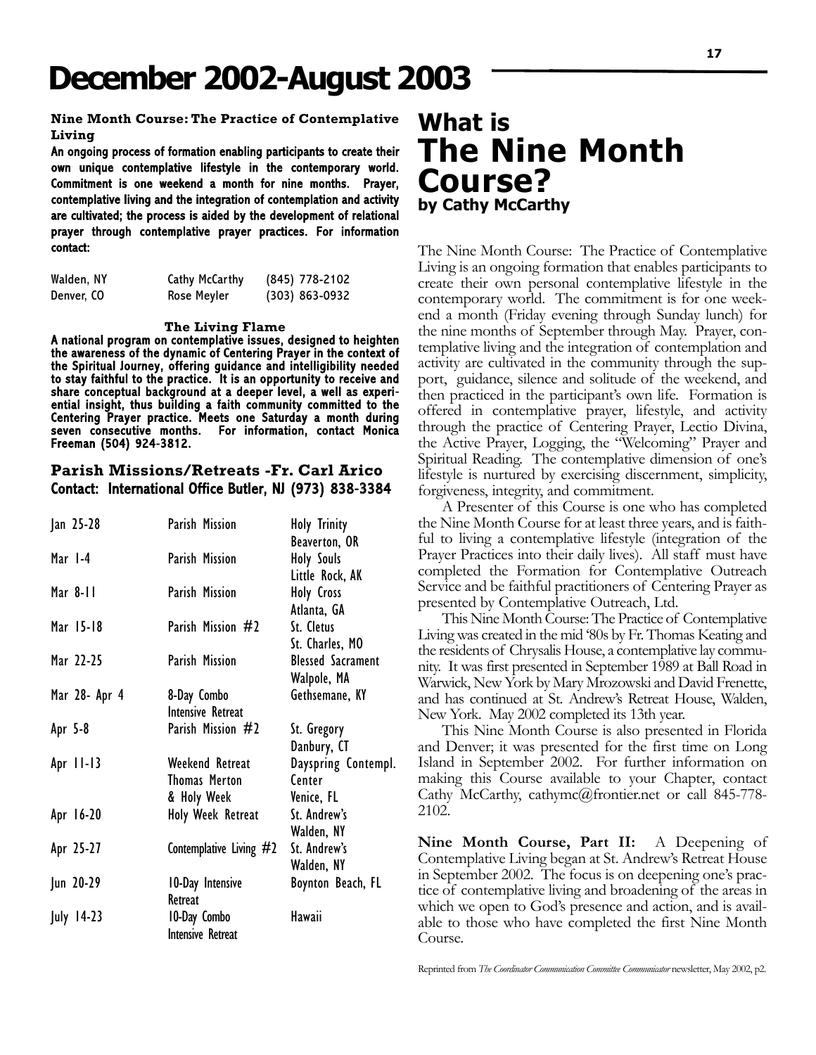# December 2002-August 2003

**Nine Month Course: The Practice of Contemplative Living**

**An ongoing process of formation enabling participants to create their own unique contemplative lifestyle in the contemporary world. Commitment is one weekend a month for nine months. Prayer, contemplative living and the integration of contemplation and activity are cultivated; the process is aided by the development of relational prayer through contemplative prayer practices. For information contact:**

| | | |
|---|---|---|
| Walden, NY | Cathy McCarthy | (845) 778-2102 |
| Denver, CO | Rose Meyler | (303) 863-0932 |

**The Living Flame**

**A national program on contemplative issues, designed to heighten the awareness of the dynamic of Centering Prayer in the context of the Spiritual Journey, offering guidance and intelligibility needed to stay faithful to the practice. It is an opportunity to receive and share conceptual background at a deeper level, a well as experiential insight, thus building a faith community committed to the Centering Prayer practice. Meets one Saturday a month during seven consecutive months. For information, contact Monica Freeman (504) 924-3812.**

## Parish Missions/Retreats -Fr. Carl Arico

**Contact: International Office Butler, NJ (973) 838-3384**

| | | |
|---|---|---|
| Jan 25-28 | Parish Mission | Holy Trinity Beaverton, OR |
| Mar 1-4 | Parish Mission | Holy Souls Little Rock, AK |
| Mar 8-11 | Parish Mission | Holy Cross Atlanta, GA |
| Mar 15-18 | Parish Mission #2 | St. Cletus St. Charles, MO |
| Mar 22-25 | Parish Mission | Blessed Sacrament Walpole, MA |
| Mar 28- Apr 4 | 8-Day Combo Intensive Retreat | Gethsemane, KY |
| Apr 5-8 | Parish Mission #2 | St. Gregory Danbury, CT |
| Apr 11-13 | Weekend Retreat Thomas Merton & Holy Week | Dayspring Contempl. Center Venice, FL |
| Apr 16-20 | Holy Week Retreat | St. Andrew's Walden, NY |
| Apr 25-27 | Contemplative Living #2 | St. Andrew's Walden, NY |
| Jun 20-29 | 10-Day Intensive Retreat | Boynton Beach, FL |
| July 14-23 | 10-Day Combo Intensive Retreat | Hawaii |

# What is The Nine Month Course?

**by Cathy McCarthy**

The Nine Month Course: The Practice of Contemplative Living is an ongoing formation that enables participants to create their own personal contemplative lifestyle in the contemporary world. The commitment is for one weekend a month (Friday evening through Sunday lunch) for the nine months of September through May. Prayer, contemplative living and the integration of contemplation and activity are cultivated in the community through the support, guidance, silence and solitude of the weekend, and then practiced in the participant's own life. Formation is offered in contemplative prayer, lifestyle, and activity through the practice of Centering Prayer, Lectio Divina, the Active Prayer, Logging, the "Welcoming" Prayer and Spiritual Reading. The contemplative dimension of one's lifestyle is nurtured by exercising discernment, simplicity, forgiveness, integrity, and commitment.

A Presenter of this Course is one who has completed the Nine Month Course for at least three years, and is faithful to living a contemplative lifestyle (integration of the Prayer Practices into their daily lives). All staff must have completed the Formation for Contemplative Outreach Service and be faithful practitioners of Centering Prayer as presented by Contemplative Outreach, Ltd.

This Nine Month Course: The Practice of Contemplative Living was created in the mid '80s by Fr. Thomas Keating and the residents of Chrysalis House, a contemplative lay community. It was first presented in September 1989 at Ball Road in Warwick, New York by Mary Mrozowski and David Frenette, and has continued at St. Andrew's Retreat House, Walden, New York. May 2002 completed its 13th year.

This Nine Month Course is also presented in Florida and Denver; it was presented for the first time on Long Island in September 2002. For further information on making this Course available to your Chapter, contact Cathy McCarthy, cathymc@frontier.net or call 845-778-2102.

**Nine Month Course, Part II:** A Deepening of Contemplative Living began at St. Andrew's Retreat House in September 2002. The focus is on deepening one's practice of contemplative living and broadening of the areas in which we open to God's presence and action, and is available to those who have completed the first Nine Month Course.

Reprinted from *The Coordinator Communication Committee Communicator* newsletter, May 2002, p2.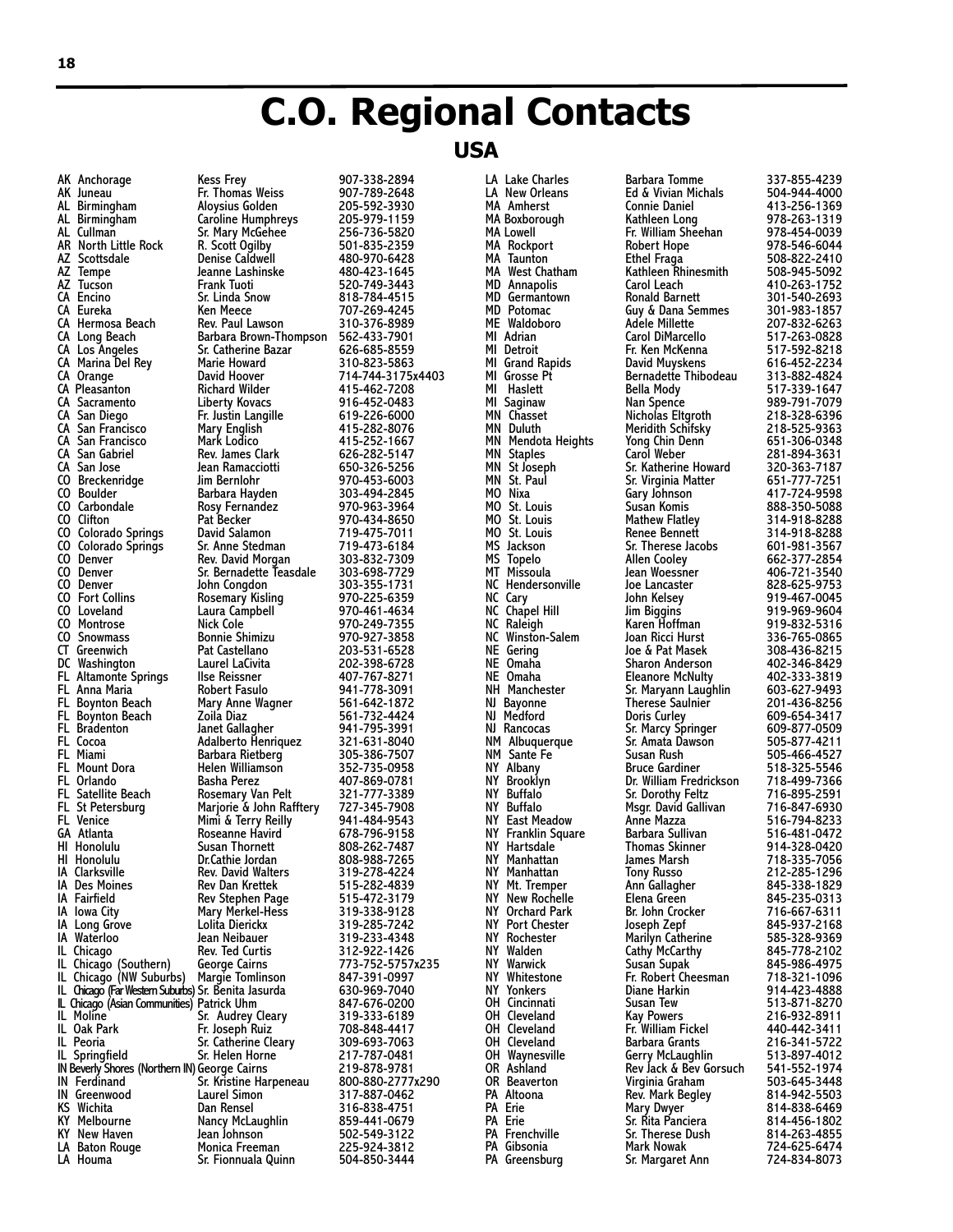# C.O. Regional Contacts

## USA

| Location | Contact | Phone |
|---|---|---|
| AK Anchorage | Kess Frey | 907-338-2894 |
| AK Juneau | Fr. Thomas Weiss | 907-789-2648 |
| AL Birmingham | Aloysius Golden | 205-592-3930 |
| AL Birmingham | Caroline Humphreys | 205-979-1159 |
| AL Cullman | Sr. Mary McGehee | 256-736-5820 |
| AR North Little Rock | R. Scott Ogilby | 501-835-2359 |
| AZ Scottsdale | Denise Caldwell | 480-970-6428 |
| AZ Tempe | Jeanne Lashinske | 480-423-1645 |
| AZ Tucson | Frank Tuoti | 520-749-3443 |
| CA Encino | Sr. Linda Snow | 818-784-4515 |
| CA Eureka | Ken Meece | 707-269-4245 |
| CA Hermosa Beach | Rev. Paul Lawson | 310-376-8989 |
| CA Long Beach | Barbara Brown-Thompson | 562-433-7901 |
| CA Los Angeles | Sr. Catherine Bazar | 626-685-8559 |
| CA Marina Del Rey | Marie Howard | 310-823-5863 |
| CA Orange | David Hoover | 714-744-3175x4403 |
| CA Pleasanton | Richard Wilder | 415-462-7208 |
| CA Sacramento | Liberty Kovacs | 916-452-0483 |
| CA San Diego | Fr. Justin Langille | 619-226-6000 |
| CA San Francisco | Mary English | 415-282-8076 |
| CA San Francisco | Mark Lodico | 415-252-1667 |
| CA San Gabriel | Rev. James Clark | 626-282-5147 |
| CA San Jose | Jean Ramacciotti | 650-326-5256 |
| CO Breckenridge | Jim Bernlohr | 970-453-6003 |
| CO Boulder | Barbara Hayden | 303-494-2845 |
| CO Carbondale | Rosy Fernandez | 970-963-3964 |
| CO Clifton | Pat Becker | 970-434-8650 |
| CO Colorado Springs | David Salamon | 719-475-7011 |
| CO Colorado Springs | Sr. Anne Stedman | 719-473-6184 |
| CO Denver | Rev. David Morgan | 303-832-7309 |
| CO Denver | Sr. Bernadette Teasdale | 303-698-7729 |
| CO Denver | John Congdon | 303-355-1731 |
| CO Fort Collins | Rosemary Kisling | 970-225-6359 |
| CO Loveland | Laura Campbell | 970-461-4634 |
| CO Montrose | Nick Cole | 970-249-7355 |
| CO Snowmass | Bonnie Shimizu | 970-927-3858 |
| CT Greenwich | Pat Castellano | 203-531-6528 |
| DC Washington | Laurel LaCivita | 202-398-6728 |
| FL Altamonte Springs | Ilse Reissner | 407-767-8271 |
| FL Anna Maria | Robert Fasulo | 941-778-3091 |
| FL Boynton Beach | Mary Anne Wagner | 561-642-1872 |
| FL Boynton Beach | Zoila Diaz | 561-732-4424 |
| FL Bradenton | Janet Gallagher | 941-795-3991 |
| FL Cocoa | Adalberto Henriquez | 321-631-8040 |
| FL Miami | Barbara Rietberg | 305-386-7507 |
| FL Mount Dora | Helen Williamson | 352-735-0958 |
| FL Orlando | Basha Perez | 407-869-0781 |
| FL Satellite Beach | Rosemary Van Pelt | 321-777-3389 |
| FL St Petersburg | Marjorie & John Rafftery | 727-345-7908 |
| FL Venice | Mimi & Terry Reilly | 941-484-9543 |
| GA Atlanta | Roseanne Havird | 678-796-9158 |
| HI Honolulu | Susan Thornett | 808-262-7487 |
| HI Honolulu | Dr.Cathie Jordan | 808-988-7265 |
| IA Clarksville | Rev. David Walters | 319-278-4224 |
| IA Des Moines | Rev Dan Krettek | 515-282-4839 |
| IA Fairfield | Rev Stephen Page | 515-472-3179 |
| IA Iowa City | Mary Merkel-Hess | 319-338-9128 |
| IA Long Grove | Lolita Dierickx | 319-285-7242 |
| IA Waterloo | Jean Neibauer | 319-233-4348 |
| IL Chicago | Rev. Ted Curtis | 312-922-1426 |
| IL Chicago (Southern) | George Cairns | 773-752-5757x235 |
| IL Chicago (NW Suburbs) | Margie Tomlinson | 847-391-0997 |
| IL Chicago (Far Western Suburbs) | Sr. Benita Jasurda | 630-969-7040 |
| IL Chicago (Asian Communities) | Patrick Uhm | 847-676-0200 |
| IL Moline | Sr. Audrey Cleary | 319-333-6189 |
| IL Oak Park | Fr. Joseph Ruiz | 708-848-4417 |
| IL Peoria | Sr. Catherine Cleary | 309-693-7063 |
| IL Springfield | Sr. Helen Horne | 217-787-0481 |
| IN Beverly Shores (Northern IN) | George Cairns | 219-878-9781 |
| IN Ferdinand | Sr. Kristine Harpeneau | 800-880-2777x290 |
| IN Greenwood | Laurel Simon | 317-887-0462 |
| KS Wichita | Dan Rensel | 316-838-4751 |
| KY Melbourne | Nancy McLaughlin | 859-441-0679 |
| KY New Haven | Jean Johnson | 502-549-3122 |
| LA Baton Rouge | Monica Freeman | 225-924-3812 |
| LA Houma | Sr. Fionnuala Quinn | 504-850-3444 |
| LA Lake Charles | Barbara Tomme | 337-855-4239 |
| LA New Orleans | Ed & Vivian Michals | 504-944-4000 |
| MA Amherst | Connie Daniel | 413-256-1369 |
| MA Boxborough | Kathleen Long | 978-263-1319 |
| MA Lowell | Fr. William Sheehan | 978-454-0039 |
| MA Rockport | Robert Hope | 978-546-6044 |
| MA Taunton | Ethel Fraga | 508-822-2410 |
| MA West Chatham | Kathleen Rhinesmith | 508-945-5092 |
| MD Annapolis | Carol Leach | 410-263-1752 |
| MD Germantown | Ronald Barnett | 301-540-2693 |
| MD Potomac | Guy & Dana Semmes | 301-983-1857 |
| ME Waldoboro | Adele Millette | 207-832-6263 |
| MI Adrian | Carol DiMarcello | 517-263-0828 |
| MI Detroit | Fr. Ken McKenna | 517-592-8218 |
| MI Grand Rapids | David Muyskens | 616-452-2234 |
| MI Grosse Pt | Bernadette Thibodeau | 313-882-4824 |
| MI Haslett | Bella Mody | 517-339-1647 |
| MI Saginaw | Nan Spence | 989-791-7079 |
| MN Chasset | Nicholas Eltgroth | 218-328-6396 |
| MN Duluth | Meridith Schifsky | 218-525-9363 |
| MN Mendota Heights | Yong Chin Denn | 651-306-0348 |
| MN Staples | Carol Weber | 281-894-3631 |
| MN St Joseph | Sr. Katherine Howard | 320-363-7187 |
| MN St. Paul | Sr. Virginia Matter | 651-777-7251 |
| MO Nixa | Gary Johnson | 417-724-9598 |
| MO St. Louis | Susan Komis | 888-350-5088 |
| MO St. Louis | Mathew Flatley | 314-918-8288 |
| MO St. Louis | Renee Bennett | 314-918-8288 |
| MS Jackson | Sr. Therese Jacobs | 601-981-3567 |
| MS Topelo | Allen Cooley | 662-377-2854 |
| MT Missoula | Jean Woessner | 406-721-3540 |
| NC Hendersonville | Joe Lancaster | 828-625-9753 |
| NC Cary | John Kelsey | 919-467-0045 |
| NC Chapel Hill | Jim Biggins | 919-969-9604 |
| NC Raleigh | Karen Hoffman | 919-832-5316 |
| NC Winston-Salem | Joan Ricci Hurst | 336-765-0865 |
| NE Gering | Joe & Pat Masek | 308-436-8215 |
| NE Omaha | Sharon Anderson | 402-346-8429 |
| NE Omaha | Eleanore McNulty | 402-333-3819 |
| NH Manchester | Sr. Maryann Laughlin | 603-627-9493 |
| NJ Bayonne | Therese Saulnier | 201-436-8256 |
| NJ Medford | Doris Curley | 609-654-3417 |
| NJ Rancocas | Sr. Marcy Springer | 609-877-0509 |
| NM Albuquerque | Sr. Amata Dawson | 505-877-4211 |
| NM Sante Fe | Susan Rush | 505-466-4527 |
| NY Albany | Bruce Gardiner | 518-325-5546 |
| NY Brooklyn | Dr. William Fredrickson | 718-499-7366 |
| NY Buffalo | Sr. Dorothy Feltz | 716-895-2591 |
| NY Buffalo | Msgr. David Gallivan | 716-847-6930 |
| NY East Meadow | Anne Mazza | 516-794-8233 |
| NY Franklin Square | Barbara Sullivan | 516-481-0472 |
| NY Hartsdale | Thomas Skinner | 914-328-0420 |
| NY Manhattan | James Marsh | 718-335-7056 |
| NY Manhattan | Tony Russo | 212-285-1296 |
| NY Mt. Tremper | Ann Gallagher | 845-338-1829 |
| NY New Rochelle | Elena Green | 845-235-0313 |
| NY Orchard Park | Br. John Crocker | 716-667-6311 |
| NY Port Chester | Joseph Zepf | 845-937-2168 |
| NY Rochester | Marilyn Catherine | 585-328-9369 |
| NY Walden | Cathy McCarthy | 845-778-2102 |
| NY Warwick | Susan Supak | 845-986-4975 |
| NY Whitestone | Fr. Robert Cheesman | 718-321-1096 |
| NY Yonkers | Diane Harkin | 914-423-4888 |
| OH Cincinnati | Susan Tew | 513-871-8270 |
| OH Cleveland | Kay Powers | 216-932-8911 |
| OH Cleveland | Fr. William Fickel | 440-442-3411 |
| OH Cleveland | Barbara Grants | 216-341-5722 |
| OH Waynesville | Gerry McLaughlin | 513-897-4012 |
| OR Ashland | Rev Jack & Bev Gorsuch | 541-552-1974 |
| OR Beaverton | Virginia Graham | 503-645-3448 |
| PA Altoona | Rev. Mark Begley | 814-942-5503 |
| PA Erie | Mary Dwyer | 814-838-6469 |
| PA Erie | Sr. Rita Panciera | 814-456-1802 |
| PA Frenchville | Sr. Therese Dush | 814-263-4855 |
| PA Gibsonia | Mark Nowak | 724-625-6474 |
| PA Greensburg | Sr. Margaret Ann | 724-834-8073 |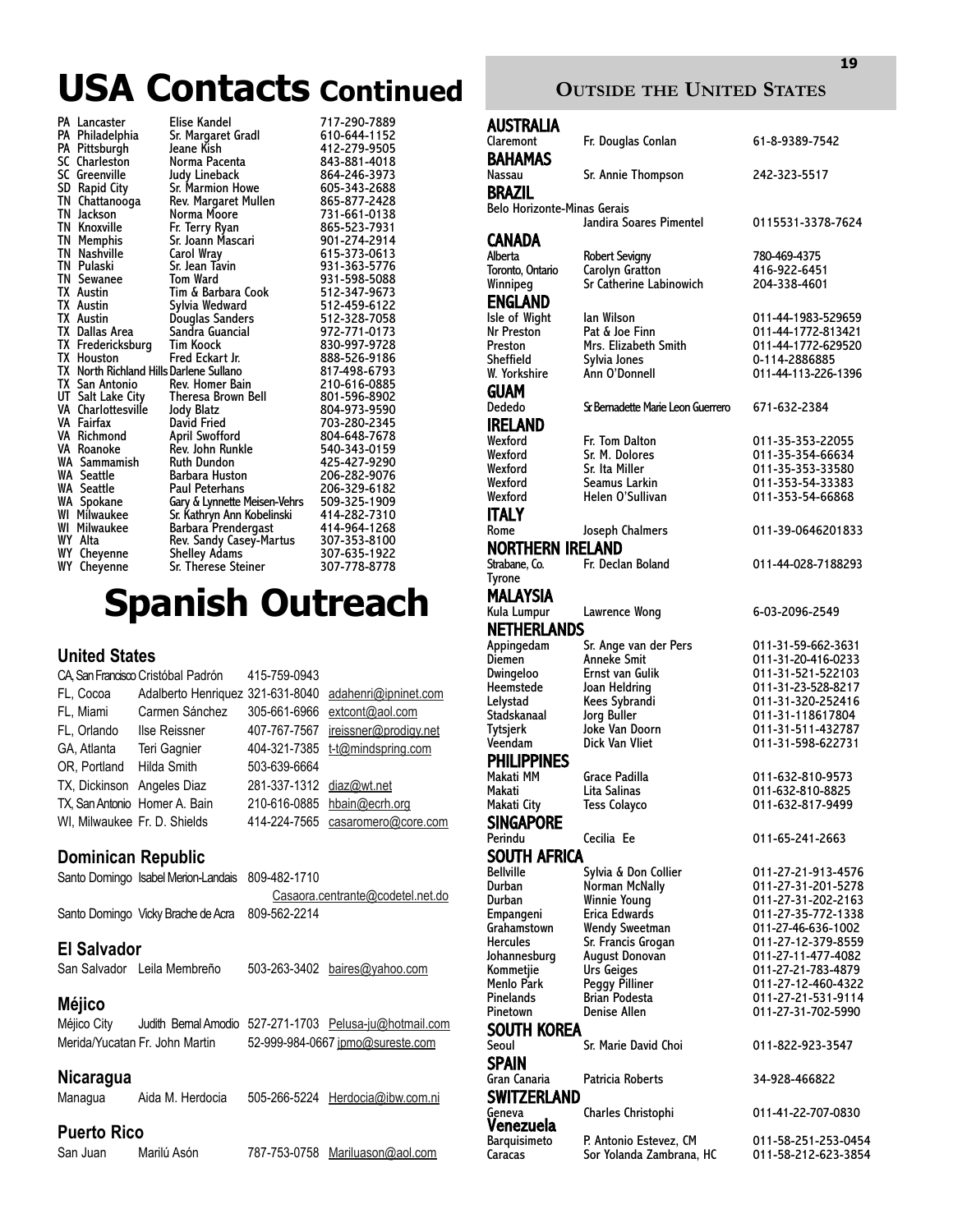# USA Contacts Continued

| State | City | Contact | Phone |
|---|---|---|---|
| PA | Lancaster | Elise Kandel | 717-290-7889 |
| PA | Philadelphia | Sr. Margaret Gradl | 610-644-1152 |
| PA | Pittsburgh | Jeane Kish | 412-279-9505 |
| SC | Charleston | Norma Pacenta | 843-881-4018 |
| SC | Greenville | Judy Lineback | 864-246-3973 |
| SD | Rapid City | Sr. Marmion Howe | 605-343-2688 |
| TN | Chattanooga | Rev. Margaret Mullen | 865-877-2428 |
| TN | Jackson | Norma Moore | 731-661-0138 |
| TN | Knoxville | Fr. Terry Ryan | 865-523-7931 |
| TN | Memphis | Sr. Joann Mascari | 901-274-2914 |
| TN | Nashville | Carol Wray | 615-373-0613 |
| TN | Pulaski | Sr. Jean Tavin | 931-363-5776 |
| TN | Sewanee | Tom Ward | 931-598-5088 |
| TX | Austin | Tim & Barbara Cook | 512-347-9673 |
| TX | Austin | Sylvia Wedward | 512-459-6122 |
| TX | Austin | Douglas Sanders | 512-328-7058 |
| TX | Dallas Area | Sandra Guancial | 972-771-0173 |
| TX | Fredericksburg | Tim Koock | 830-997-9728 |
| TX | Houston | Fred Eckart Jr. | 888-526-9186 |
| TX | North Richland Hills | Darlene Sullano | 817-498-6793 |
| TX | San Antonio | Rev. Homer Bain | 210-616-0885 |
| UT | Salt Lake City | Theresa Brown Bell | 801-596-8902 |
| VA | Charlottesville | Jody Blatz | 804-973-9590 |
| VA | Fairfax | David Fried | 703-280-2345 |
| VA | Richmond | April Swofford | 804-648-7678 |
| VA | Roanoke | Rev. John Runkle | 540-343-0159 |
| WA | Sammamish | Ruth Dundon | 425-427-9290 |
| WA | Seattle | Barbara Huston | 206-282-9076 |
| WA | Seattle | Paul Peterhans | 206-329-6182 |
| WA | Spokane | Gary & Lynnette Meisen-Vehrs | 509-325-1909 |
| WI | Milwaukee | Sr. Kathryn Ann Kobelinski | 414-282-7310 |
| WI | Milwaukee | Barbara Prendergast | 414-964-1268 |
| WY | Alta | Rev. Sandy Casey-Martus | 307-353-8100 |
| WY | Cheyenne | Shelley Adams | 307-635-1922 |
| WY | Cheyenne | Sr. Therese Steiner | 307-778-8778 |

# Spanish Outreach

## United States

| Location | Contact | Phone | Email |
|---|---|---|---|
| CA, San Francisco | Cristóbal Padrón | 415-759-0943 | |
| FL, Cocoa | Adalberto Henriquez | 321-631-8040 | adahenri@ipninet.com |
| FL, Miami | Carmen Sánchez | 305-661-6966 | extcont@aol.com |
| FL, Orlando | Ilse Reissner | 407-767-7567 | ireissner@prodigy.net |
| GA, Atlanta | Teri Gagnier | 404-321-7385 | t-t@mindspring.com |
| OR, Portland | Hilda Smith | 503-639-6664 | |
| TX, Dickinson | Angeles Diaz | 281-337-1312 | diaz@wt.net |
| TX, San Antonio | Homer A. Bain | 210-616-0885 | hbain@ecrh.org |
| WI, Milwaukee | Fr. D. Shields | 414-224-7565 | casaromero@core.com |

## Dominican Republic

| Location | Contact | Phone | Email |
|---|---|---|---|
| Santo Domingo | Isabel Merion-Landais | 809-482-1710 | Casaora.centrante@codetel.net.do |
| Santo Domingo | Vicky Brache de Acra | 809-562-2214 | |

## El Salvador

| Location | Contact | Phone | Email |
|---|---|---|---|
| San Salvador | Leila Membreño | 503-263-3402 | baires@yahoo.com |

## Méjico

| Location | Contact | Phone | Email |
|---|---|---|---|
| Méjico City | Judith Bernal Amodio | 527-271-1703 | Pelusa-ju@hotmail.com |
| Merida/Yucatan | Fr. John Martin | 52-999-984-0667 | jpmo@sureste.com |

## Nicaragua

| Location | Contact | Phone | Email |
|---|---|---|---|
| Managua | Aida M. Herdocia | 505-266-5224 | Herdocia@ibw.com.ni |

## Puerto Rico

| Location | Contact | Phone | Email |
|---|---|---|---|
| San Juan | Marilú Asón | 787-753-0758 | Mariluason@aol.com |

# Outside the United States

| Location | Contact | Phone |
|---|---|---|
| **AUSTRALIA** | | |
| Claremont | Fr. Douglas Conlan | 61-8-9389-7542 |
| **BAHAMAS** | | |
| Nassau | Sr. Annie Thompson | 242-323-5517 |
| **BRAZIL** | | |
| Belo Horizonte-Minas Gerais | Jandira Soares Pimentel | 0115531-3378-7624 |
| **CANADA** | | |
| Alberta | Robert Sevigny | 780-469-4375 |
| Toronto, Ontario | Carolyn Gratton | 416-922-6451 |
| Winnipeg | Sr Catherine Labinowich | 204-338-4601 |
| **ENGLAND** | | |
| Isle of Wight | Ian Wilson | 011-44-1983-529659 |
| Nr Preston | Pat & Joe Finn | 011-44-1772-813421 |
| Preston | Mrs. Elizabeth Smith | 011-44-1772-629520 |
| Sheffield | Sylvia Jones | 0-114-2886885 |
| W. Yorkshire | Ann O'Donnell | 011-44-113-226-1396 |
| **GUAM** | | |
| Dededo | Sr Bernadette Marie Leon Guerrero | 671-632-2384 |
| **IRELAND** | | |
| Wexford | Fr. Tom Dalton | 011-35-353-22055 |
| Wexford | Sr. M. Dolores | 011-35-354-66634 |
| Wexford | Sr. Ita Miller | 011-35-353-33580 |
| Wexford | Seamus Larkin | 011-353-54-33383 |
| Wexford | Helen O'Sullivan | 011-353-54-66868 |
| **ITALY** | | |
| Rome | Joseph Chalmers | 011-39-0646201833 |
| **NORTHERN IRELAND** | | |
| Strabane, Co. Tyrone | Fr. Declan Boland | 011-44-028-7188293 |
| **MALAYSIA** | | |
| Kula Lumpur | Lawrence Wong | 6-03-2096-2549 |
| **NETHERLANDS** | | |
| Appingedam | Sr. Ange van der Pers | 011-31-59-662-3631 |
| Diemen | Anneke Smit | 011-31-20-416-0233 |
| Dwingeloo | Ernst van Gulik | 011-31-521-522103 |
| Heemstede | Joan Heldring | 011-31-23-528-8217 |
| Lelystad | Kees Sybrandi | 011-31-320-252416 |
| Stadskanaal | Jorg Buller | 011-31-118617804 |
| Tytsjerk | Joke Van Doorn | 011-31-511-432787 |
| Veendam | Dick Van Vliet | 011-31-598-622731 |
| **PHILIPPINES** | | |
| Makati MM | Grace Padilla | 011-632-810-9573 |
| Makati | Lita Salinas | 011-632-810-8825 |
| Makati City | Tess Colayco | 011-632-817-9499 |
| **SINGAPORE** | | |
| Perindu | Cecilia Ee | 011-65-241-2663 |
| **SOUTH AFRICA** | | |
| Bellville | Sylvia & Don Collier | 011-27-21-913-4576 |
| Durban | Norman McNally | 011-27-31-201-5278 |
| Durban | Winnie Young | 011-27-31-202-2163 |
| Empangeni | Erica Edwards | 011-27-35-772-1338 |
| Grahamstown | Wendy Sweetman | 011-27-46-636-1002 |
| Hercules | Sr. Francis Grogan | 011-27-12-379-8559 |
| Johannesburg | August Donovan | 011-27-11-477-4082 |
| Kommetjie | Urs Geiges | 011-27-21-783-4879 |
| Menlo Park | Peggy Pilliner | 011-27-12-460-4322 |
| Pinelands | Brian Podesta | 011-27-21-531-9114 |
| Pinetown | Denise Allen | 011-27-31-702-5990 |
| **SOUTH KOREA** | | |
| Seoul | Sr. Marie David Choi | 011-822-923-3547 |
| **SPAIN** | | |
| Gran Canaria | Patricia Roberts | 34-928-466822 |
| **SWITZERLAND** | | |
| Geneva | Charles Christophi | 011-41-22-707-0830 |
| **Venezuela** | | |
| Barquisimeto | P. Antonio Estevez, CM | 011-58-251-253-0454 |
| Caracas | Sor Yolanda Zambrana, HC | 011-58-212-623-3854 |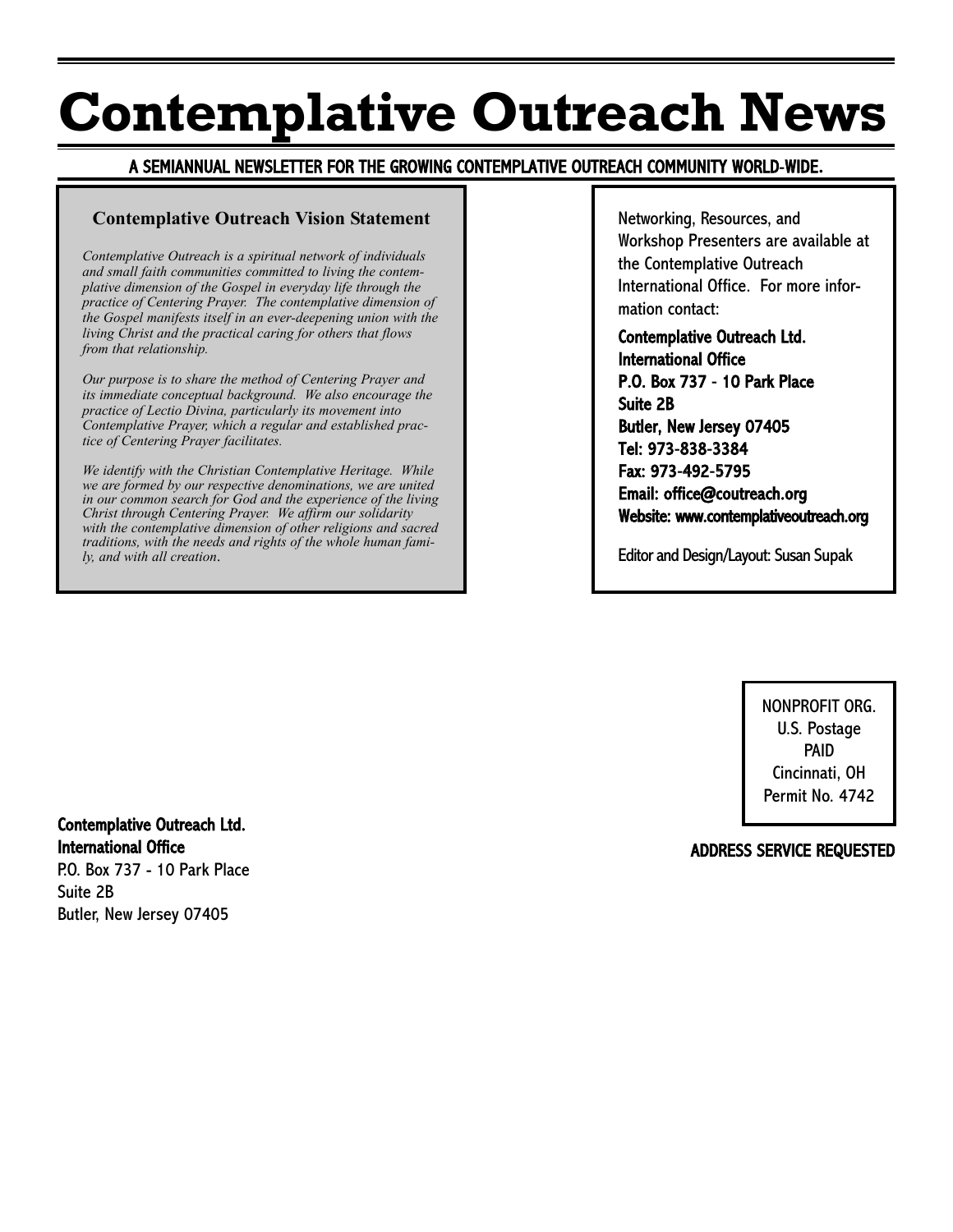# Contemplative Outreach News

A SEMIANNUAL NEWSLETTER FOR THE GROWING CONTEMPLATIVE OUTREACH COMMUNITY WORLD-WIDE.

### Contemplative Outreach Vision Statement

*Contemplative Outreach is a spiritual network of individuals and small faith communities committed to living the contemplative dimension of the Gospel in everyday life through the practice of Centering Prayer. The contemplative dimension of the Gospel manifests itself in an ever-deepening union with the living Christ and the practical caring for others that flows from that relationship.*

*Our purpose is to share the method of Centering Prayer and its immediate conceptual background. We also encourage the practice of Lectio Divina, particularly its movement into Contemplative Prayer, which a regular and established practice of Centering Prayer facilitates.*

*We identify with the Christian Contemplative Heritage. While we are formed by our respective denominations, we are united in our common search for God and the experience of the living Christ through Centering Prayer. We affirm our solidarity with the contemplative dimension of other religions and sacred traditions, with the needs and rights of the whole human family, and with all creation.*

Networking, Resources, and Workshop Presenters are available at the Contemplative Outreach International Office. For more information contact:

**Contemplative Outreach Ltd.**
**International Office**
**P.O. Box 737 - 10 Park Place**
**Suite 2B**
**Butler, New Jersey 07405**
**Tel: 973-838-3384**
**Fax: 973-492-5795**
**Email: office@coutreach.org**
**Website: www.contemplativeoutreach.org**

Editor and Design/Layout: Susan Supak

NONPROFIT ORG.
U.S. Postage
PAID
Cincinnati, OH
Permit No. 4742

**ADDRESS SERVICE REQUESTED**

**Contemplative Outreach Ltd.**
**International Office**
P.O. Box 737 - 10 Park Place
Suite 2B
Butler, New Jersey 07405